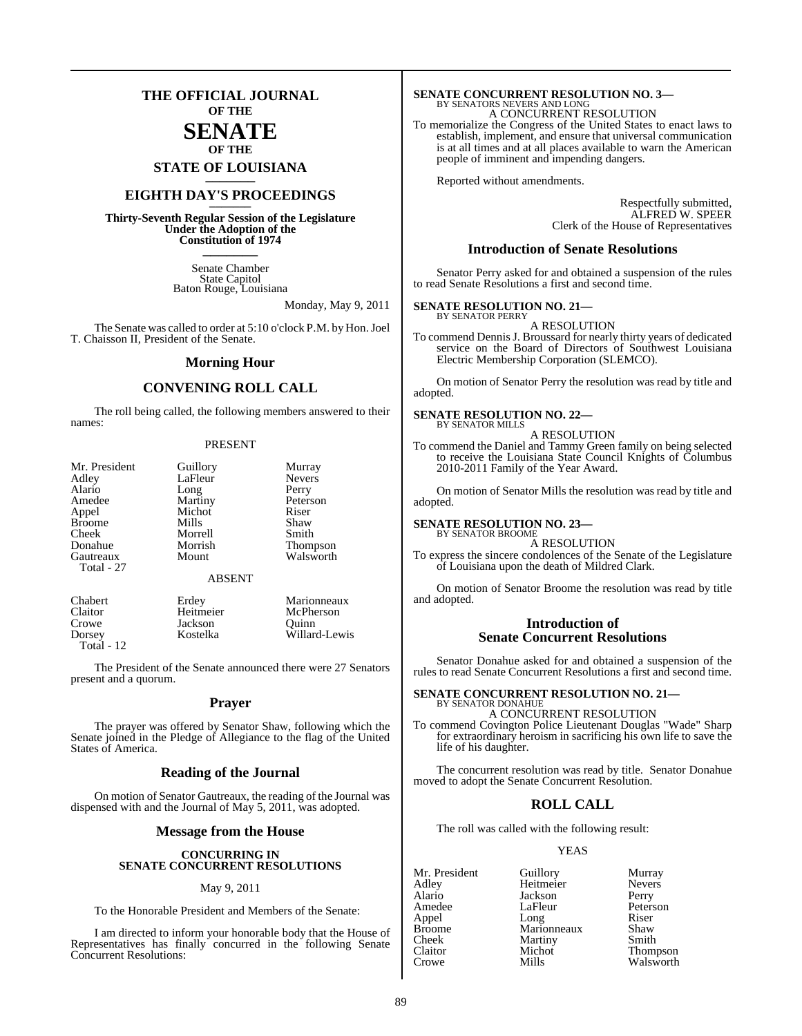# THE OFFICIAL JOURNAL OF THE SENATE OF THE STATE OF LOUISIANA

## EIGHTH DAY'S PROCEEDINGS

**Thirty-Seventh Regular Session of the Legislature Under the Adoption of the Constitution of 1974**

Senate Chamber
State Capitol
Baton Rouge, Louisiana

Monday, May 9, 2011

The Senate was called to order at 5:10 o'clock P.M. by Hon. Joel T. Chaisson II, President of the Senate.

## Morning Hour

## CONVENING ROLL CALL

The roll being called, the following members answered to their names:

PRESENT

| | | |
|---|---|---|
| Mr. President | Guillory | Murray |
| Adley | LaFleur | Nevers |
| Alario | Long | Perry |
| Amedee | Martiny | Peterson |
| Appel | Michot | Riser |
| Broome | Mills | Shaw |
| Cheek | Morrell | Smith |
| Donahue | Morrish | Thompson |
| Gautreaux | Mount | Walsworth |

Total - 27

ABSENT

| | | |
|---|---|---|
| Chabert | Erdey | Marionneaux |
| Claitor | Heitmeier | McPherson |
| Crowe | Jackson | Quinn |
| Dorsey | Kostelka | Willard-Lewis |

Total - 12

The President of the Senate announced there were 27 Senators present and a quorum.

## Prayer

The prayer was offered by Senator Shaw, following which the Senate joined in the Pledge of Allegiance to the flag of the United States of America.

## Reading of the Journal

On motion of Senator Gautreaux, the reading of the Journal was dispensed with and the Journal of May 5, 2011, was adopted.

## Message from the House

**CONCURRING IN SENATE CONCURRENT RESOLUTIONS**

May 9, 2011

To the Honorable President and Members of the Senate:

I am directed to inform your honorable body that the House of Representatives has finally concurred in the following Senate Concurrent Resolutions:

**SENATE CONCURRENT RESOLUTION NO. 3—**
BY SENATORS NEVERS AND LONG

A CONCURRENT RESOLUTION

To memorialize the Congress of the United States to enact laws to establish, implement, and ensure that universal communication is at all times and at all places available to warn the American people of imminent and impending dangers.

Reported without amendments.

Respectfully submitted,
ALFRED W. SPEER
Clerk of the House of Representatives

## Introduction of Senate Resolutions

Senator Perry asked for and obtained a suspension of the rules to read Senate Resolutions a first and second time.

**SENATE RESOLUTION NO. 21—**
BY SENATOR PERRY

A RESOLUTION

To commend Dennis J. Broussard for nearly thirty years of dedicated service on the Board of Directors of Southwest Louisiana Electric Membership Corporation (SLEMCO).

On motion of Senator Perry the resolution was read by title and adopted.

**SENATE RESOLUTION NO. 22—**
BY SENATOR MILLS

A RESOLUTION

To commend the Daniel and Tammy Green family on being selected to receive the Louisiana State Council Knights of Columbus 2010-2011 Family of the Year Award.

On motion of Senator Mills the resolution was read by title and adopted.

**SENATE RESOLUTION NO. 23—**
BY SENATOR BROOME

A RESOLUTION

To express the sincere condolences of the Senate of the Legislature of Louisiana upon the death of Mildred Clark.

On motion of Senator Broome the resolution was read by title and adopted.

## Introduction of Senate Concurrent Resolutions

Senator Donahue asked for and obtained a suspension of the rules to read Senate Concurrent Resolutions a first and second time.

**SENATE CONCURRENT RESOLUTION NO. 21—**
BY SENATOR DONAHUE

A CONCURRENT RESOLUTION

To commend Covington Police Lieutenant Douglas "Wade" Sharp for extraordinary heroism in sacrificing his own life to save the life of his daughter.

The concurrent resolution was read by title. Senator Donahue moved to adopt the Senate Concurrent Resolution.

## ROLL CALL

The roll was called with the following result:

YEAS

| | | |
|---|---|---|
| Mr. President | Guillory | Murray |
| Adley | Heitmeier | Nevers |
| Alario | Jackson | Perry |
| Amedee | LaFleur | Peterson |
| Appel | Long | Riser |
| Broome | Marionneaux | Shaw |
| Cheek | Martiny | Smith |
| Claitor | Michot | Thompson |
| Crowe | Mills | Walsworth |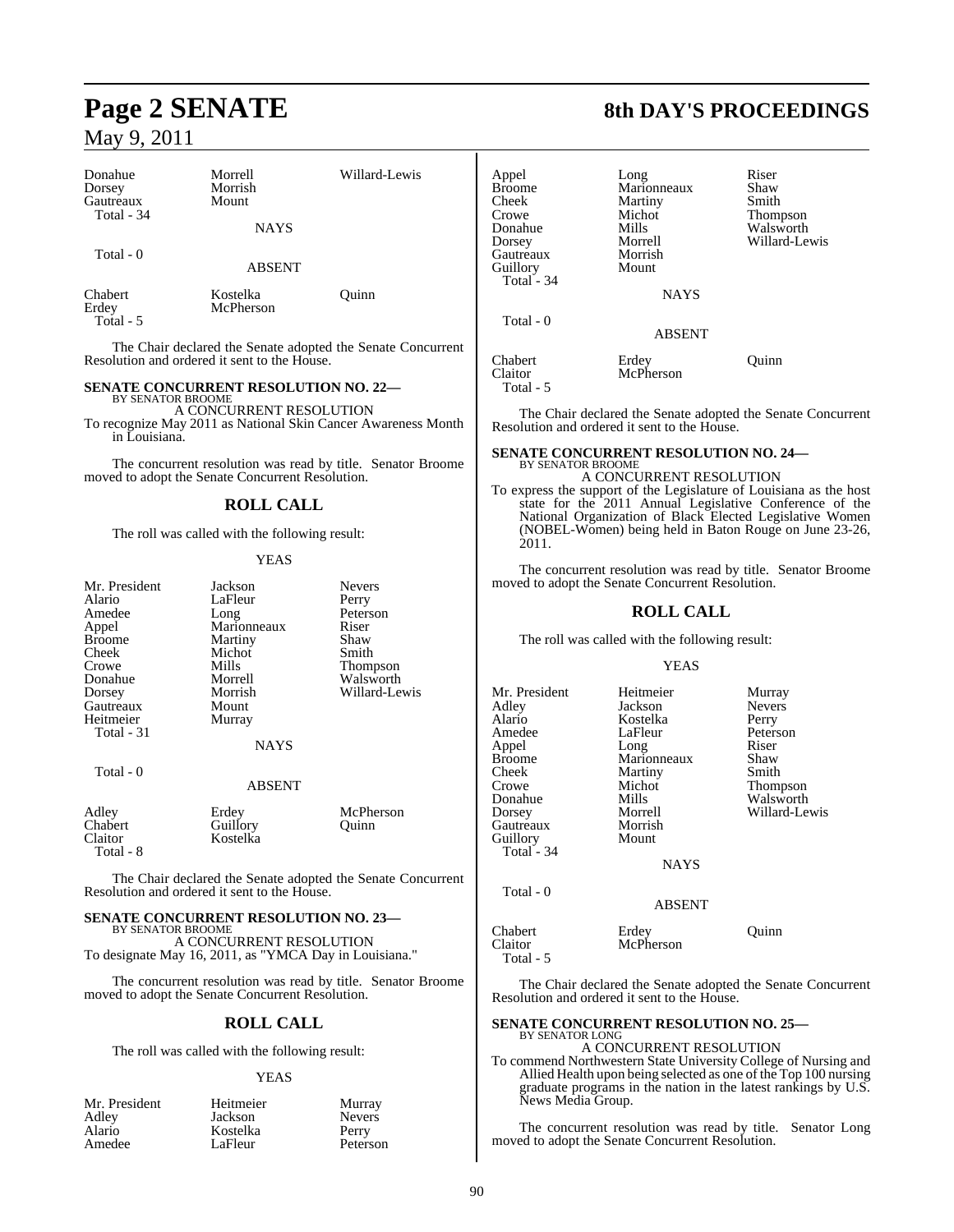| | | |
|---|---|---|
| Donahue | Morrell | Willard-Lewis |
| Dorsey | Morrish | |
| Gautreaux | Mount | |
| Total - 34 | | |

NAYS

Total - 0

ABSENT

| | | |
|---|---|---|
| Chabert | Kostelka | Quinn |
| Erdey | McPherson | |
| Total - 5 | | |

The Chair declared the Senate adopted the Senate Concurrent Resolution and ordered it sent to the House.

**SENATE CONCURRENT RESOLUTION NO. 22—**
BY SENATOR BROOME

A CONCURRENT RESOLUTION

To recognize May 2011 as National Skin Cancer Awareness Month in Louisiana.

The concurrent resolution was read by title. Senator Broome moved to adopt the Senate Concurrent Resolution.

## ROLL CALL

The roll was called with the following result:

YEAS

| | | |
|---|---|---|
| Mr. President | Jackson | Nevers |
| Alario | LaFleur | Perry |
| Amedee | Long | Peterson |
| Appel | Marionneaux | Riser |
| Broome | Martiny | Shaw |
| Cheek | Michot | Smith |
| Crowe | Mills | Thompson |
| Donahue | Morrell | Walsworth |
| Dorsey | Morrish | Willard-Lewis |
| Gautreaux | Mount | |
| Heitmeier | Murray | |
| Total - 31 | | |

NAYS

Total - 0

ABSENT

| | | |
|---|---|---|
| Adley | Erdey | McPherson |
| Chabert | Guillory | Quinn |
| Claitor | Kostelka | |
| Total - 8 | | |

The Chair declared the Senate adopted the Senate Concurrent Resolution and ordered it sent to the House.

**SENATE CONCURRENT RESOLUTION NO. 23—**
BY SENATOR BROOME

A CONCURRENT RESOLUTION

To designate May 16, 2011, as "YMCA Day in Louisiana."

The concurrent resolution was read by title. Senator Broome moved to adopt the Senate Concurrent Resolution.

## ROLL CALL

The roll was called with the following result:

YEAS

| | | |
|---|---|---|
| Mr. President | Heitmeier | Murray |
| Adley | Jackson | Nevers |
| Alario | Kostelka | Perry |
| Amedee | LaFleur | Peterson |
| Appel | Long | Riser |
| Broome | Marionneaux | Shaw |
| Cheek | Martiny | Smith |
| Crowe | Michot | Thompson |
| Donahue | Mills | Walsworth |
| Dorsey | Morrell | Willard-Lewis |
| Gautreaux | Morrish | |
| Guillory | Mount | |
| Total - 34 | | |

NAYS

Total - 0

ABSENT

| | | |
|---|---|---|
| Chabert | Erdey | Quinn |
| Claitor | McPherson | |
| Total - 5 | | |

The Chair declared the Senate adopted the Senate Concurrent Resolution and ordered it sent to the House.

**SENATE CONCURRENT RESOLUTION NO. 24—**
BY SENATOR BROOME

A CONCURRENT RESOLUTION

To express the support of the Legislature of Louisiana as the host state for the 2011 Annual Legislative Conference of the National Organization of Black Elected Legislative Women (NOBEL-Women) being held in Baton Rouge on June 23-26, 2011.

The concurrent resolution was read by title. Senator Broome moved to adopt the Senate Concurrent Resolution.

## ROLL CALL

The roll was called with the following result:

YEAS

| | | |
|---|---|---|
| Mr. President | Heitmeier | Murray |
| Adley | Jackson | Nevers |
| Alario | Kostelka | Perry |
| Amedee | LaFleur | Peterson |
| Appel | Long | Riser |
| Broome | Marionneaux | Shaw |
| Cheek | Martiny | Smith |
| Crowe | Michot | Thompson |
| Donahue | Mills | Walsworth |
| Dorsey | Morrell | Willard-Lewis |
| Gautreaux | Morrish | |
| Guillory | Mount | |
| Total - 34 | | |

NAYS

Total - 0

ABSENT

| | | |
|---|---|---|
| Chabert | Erdey | Quinn |
| Claitor | McPherson | |
| Total - 5 | | |

The Chair declared the Senate adopted the Senate Concurrent Resolution and ordered it sent to the House.

**SENATE CONCURRENT RESOLUTION NO. 25—**
BY SENATOR LONG

A CONCURRENT RESOLUTION

To commend Northwestern State University College of Nursing and Allied Health upon being selected as one of the Top 100 nursing graduate programs in the nation in the latest rankings by U.S. News Media Group.

The concurrent resolution was read by title. Senator Long moved to adopt the Senate Concurrent Resolution.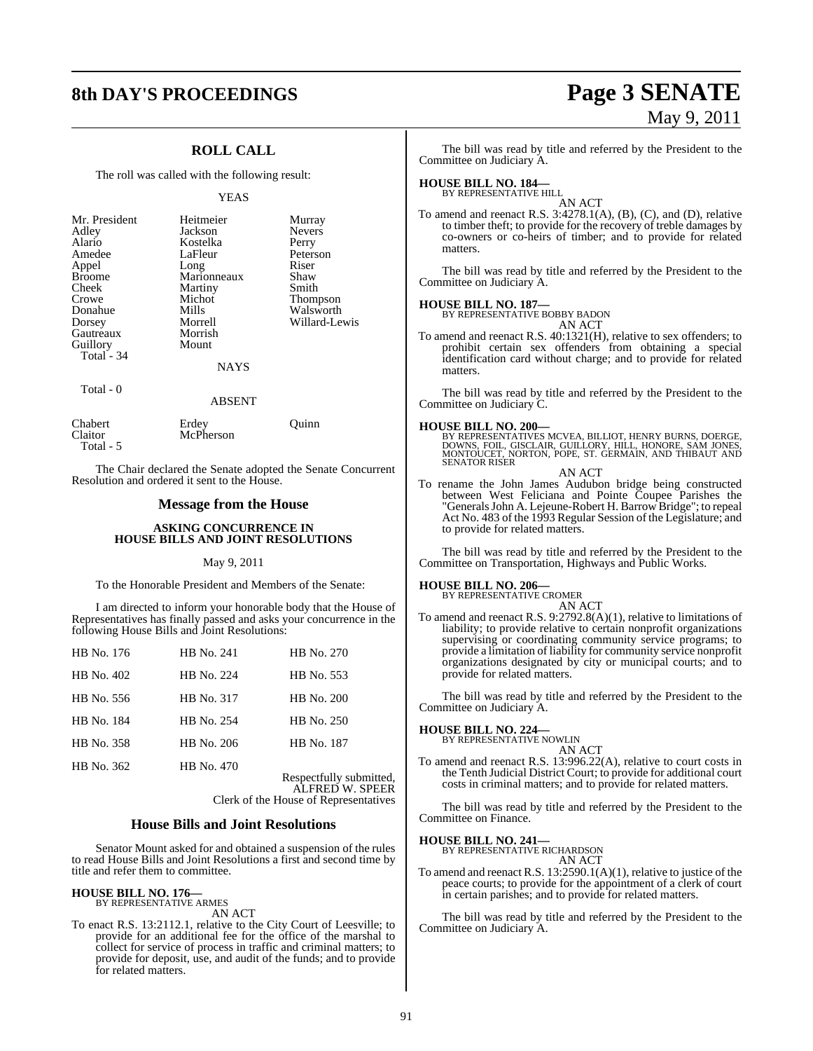## ROLL CALL

The roll was called with the following result:

YEAS

| | | |
|---|---|---|
| Mr. President | Heitmeier | Murray |
| Adley | Jackson | Nevers |
| Alario | Kostelka | Perry |
| Amedee | LaFleur | Peterson |
| Appel | Long | Riser |
| Broome | Marionneaux | Shaw |
| Cheek | Martiny | Smith |
| Crowe | Michot | Thompson |
| Donahue | Mills | Walsworth |
| Dorsey | Morrell | Willard-Lewis |
| Gautreaux | Morrish | |
| Guillory | Mount | |
| Total - 34 | | |

NAYS

Total - 0

ABSENT

| | | |
|---|---|---|
| Chabert | Erdey | Quinn |
| Claitor | McPherson | |
| Total - 5 | | |

The Chair declared the Senate adopted the Senate Concurrent Resolution and ordered it sent to the House.

## Message from the House

### ASKING CONCURRENCE IN HOUSE BILLS AND JOINT RESOLUTIONS

May 9, 2011

To the Honorable President and Members of the Senate:

I am directed to inform your honorable body that the House of Representatives has finally passed and asks your concurrence in the following House Bills and Joint Resolutions:

| | | |
|---|---|---|
| HB No. 176 | HB No. 241 | HB No. 270 |
| HB No. 402 | HB No. 224 | HB No. 553 |
| HB No. 556 | HB No. 317 | HB No. 200 |
| HB No. 184 | HB No. 254 | HB No. 250 |
| HB No. 358 | HB No. 206 | HB No. 187 |
| HB No. 362 | HB No. 470 | |

Respectfully submitted,
ALFRED W. SPEER
Clerk of the House of Representatives

## House Bills and Joint Resolutions

Senator Mount asked for and obtained a suspension of the rules to read House Bills and Joint Resolutions a first and second time by title and refer them to committee.

**HOUSE BILL NO. 176—**
BY REPRESENTATIVE ARMES

AN ACT

To enact R.S. 13:2112.1, relative to the City Court of Leesville; to provide for an additional fee for the office of the marshal to collect for service of process in traffic and criminal matters; to provide for deposit, use, and audit of the funds; and to provide for related matters.

The bill was read by title and referred by the President to the Committee on Judiciary A.

**HOUSE BILL NO. 184—**
BY REPRESENTATIVE HILL

AN ACT

To amend and reenact R.S. 3:4278.1(A), (B), (C), and (D), relative to timber theft; to provide for the recovery of treble damages by co-owners or co-heirs of timber; and to provide for related matters.

The bill was read by title and referred by the President to the Committee on Judiciary A.

**HOUSE BILL NO. 187—**
BY REPRESENTATIVE BOBBY BADON

AN ACT

To amend and reenact R.S. 40:1321(H), relative to sex offenders; to prohibit certain sex offenders from obtaining a special identification card without charge; and to provide for related matters.

The bill was read by title and referred by the President to the Committee on Judiciary C.

**HOUSE BILL NO. 200—**
BY REPRESENTATIVES MCVEA, BILLIOT, HENRY BURNS, DOERGE, DOWNS, FOIL, GISCLAIR, GUILLORY, HILL, HONORE, SAM JONES, MONTOUCET, NORTON, POPE, ST. GERMAIN, AND THIBAUT AND SENATOR RISER

AN ACT

To rename the John James Audubon bridge being constructed between West Feliciana and Pointe Coupee Parishes the "Generals John A. Lejeune-Robert H. Barrow Bridge"; to repeal Act No. 483 of the 1993 Regular Session of the Legislature; and to provide for related matters.

The bill was read by title and referred by the President to the Committee on Transportation, Highways and Public Works.

**HOUSE BILL NO. 206—**
BY REPRESENTATIVE CROMER

AN ACT

To amend and reenact R.S. 9:2792.8(A)(1), relative to limitations of liability; to provide relative to certain nonprofit organizations supervising or coordinating community service programs; to provide a limitation of liability for community service nonprofit organizations designated by city or municipal courts; and to provide for related matters.

The bill was read by title and referred by the President to the Committee on Judiciary A.

**HOUSE BILL NO. 224—**
BY REPRESENTATIVE NOWLIN

AN ACT

To amend and reenact R.S. 13:996.22(A), relative to court costs in the Tenth Judicial District Court; to provide for additional court costs in criminal matters; and to provide for related matters.

The bill was read by title and referred by the President to the Committee on Finance.

**HOUSE BILL NO. 241—**
BY REPRESENTATIVE RICHARDSON

AN ACT

To amend and reenact R.S. 13:2590.1(A)(1), relative to justice of the peace courts; to provide for the appointment of a clerk of court in certain parishes; and to provide for related matters.

The bill was read by title and referred by the President to the Committee on Judiciary A.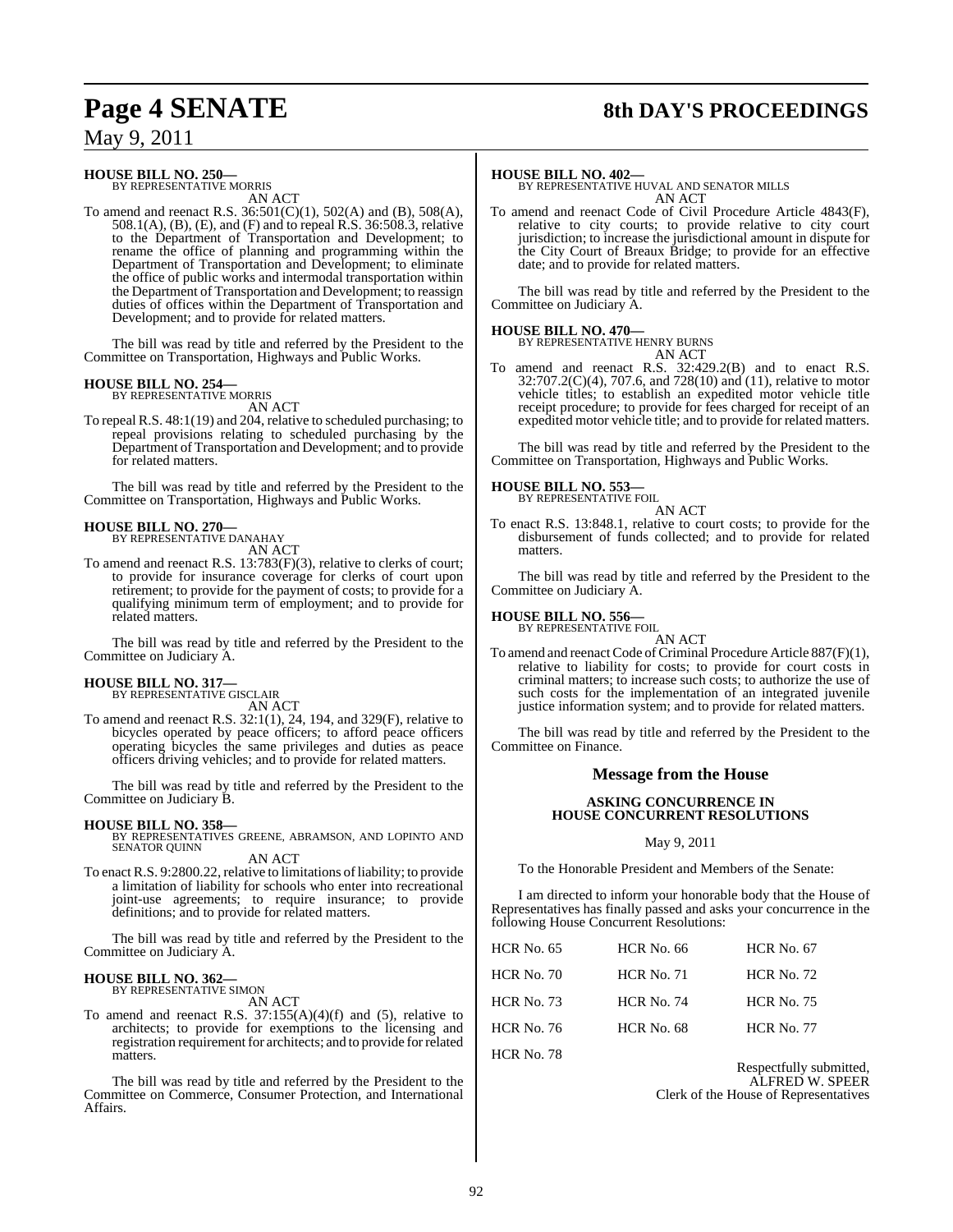**HOUSE BILL NO. 250—**
BY REPRESENTATIVE MORRIS

AN ACT

To amend and reenact R.S. 36:501(C)(1), 502(A) and (B), 508(A), 508.1(A), (B), (E), and (F) and to repeal R.S. 36:508.3, relative to the Department of Transportation and Development; to rename the office of planning and programming within the Department of Transportation and Development; to eliminate the office of public works and intermodal transportation within the Department of Transportation and Development; to reassign duties of offices within the Department of Transportation and Development; and to provide for related matters.

The bill was read by title and referred by the President to the Committee on Transportation, Highways and Public Works.

**HOUSE BILL NO. 254—**
BY REPRESENTATIVE MORRIS

AN ACT

To repeal R.S. 48:1(19) and 204, relative to scheduled purchasing; to repeal provisions relating to scheduled purchasing by the Department of Transportation and Development; and to provide for related matters.

The bill was read by title and referred by the President to the Committee on Transportation, Highways and Public Works.

**HOUSE BILL NO. 270—**
BY REPRESENTATIVE DANAHAY

AN ACT

To amend and reenact R.S. 13:783(F)(3), relative to clerks of court; to provide for insurance coverage for clerks of court upon retirement; to provide for the payment of costs; to provide for a qualifying minimum term of employment; and to provide for related matters.

The bill was read by title and referred by the President to the Committee on Judiciary A.

**HOUSE BILL NO. 317—**
BY REPRESENTATIVE GISCLAIR

AN ACT

To amend and reenact R.S. 32:1(1), 24, 194, and 329(F), relative to bicycles operated by peace officers; to afford peace officers operating bicycles the same privileges and duties as peace officers driving vehicles; and to provide for related matters.

The bill was read by title and referred by the President to the Committee on Judiciary B.

**HOUSE BILL NO. 358—**
BY REPRESENTATIVES GREENE, ABRAMSON, AND LOPINTO AND SENATOR QUINN

AN ACT

To enact R.S. 9:2800.22, relative to limitations of liability; to provide a limitation of liability for schools who enter into recreational joint-use agreements; to require insurance; to provide definitions; and to provide for related matters.

The bill was read by title and referred by the President to the Committee on Judiciary A.

**HOUSE BILL NO. 362—**
BY REPRESENTATIVE SIMON

AN ACT

To amend and reenact R.S. 37:155(A)(4)(f) and (5), relative to architects; to provide for exemptions to the licensing and registration requirement for architects; and to provide for related matters.

The bill was read by title and referred by the President to the Committee on Commerce, Consumer Protection, and International Affairs.

**HOUSE BILL NO. 402—**
BY REPRESENTATIVE HUVAL AND SENATOR MILLS

AN ACT

To amend and reenact Code of Civil Procedure Article 4843(F), relative to city courts; to provide relative to city court jurisdiction; to increase the jurisdictional amount in dispute for the City Court of Breaux Bridge; to provide for an effective date; and to provide for related matters.

The bill was read by title and referred by the President to the Committee on Judiciary A.

**HOUSE BILL NO. 470—**
BY REPRESENTATIVE HENRY BURNS

AN ACT

To amend and reenact R.S. 32:429.2(B) and to enact R.S. 32:707.2(C)(4), 707.6, and 728(10) and (11), relative to motor vehicle titles; to establish an expedited motor vehicle title receipt procedure; to provide for fees charged for receipt of an expedited motor vehicle title; and to provide for related matters.

The bill was read by title and referred by the President to the Committee on Transportation, Highways and Public Works.

**HOUSE BILL NO. 553—**
BY REPRESENTATIVE FOIL

AN ACT

To enact R.S. 13:848.1, relative to court costs; to provide for the disbursement of funds collected; and to provide for related matters.

The bill was read by title and referred by the President to the Committee on Judiciary A.

**HOUSE BILL NO. 556—**
BY REPRESENTATIVE FOIL

AN ACT

To amend and reenact Code of Criminal Procedure Article 887(F)(1), relative to liability for costs; to provide for court costs in criminal matters; to increase such costs; to authorize the use of such costs for the implementation of an integrated juvenile justice information system; and to provide for related matters.

The bill was read by title and referred by the President to the Committee on Finance.

## Message from the House

### ASKING CONCURRENCE IN HOUSE CONCURRENT RESOLUTIONS

May 9, 2011

To the Honorable President and Members of the Senate:

I am directed to inform your honorable body that the House of Representatives has finally passed and asks your concurrence in the following House Concurrent Resolutions:

| | | |
|---|---|---|
| HCR No. 65 | HCR No. 66 | HCR No. 67 |
| HCR No. 70 | HCR No. 71 | HCR No. 72 |
| HCR No. 73 | HCR No. 74 | HCR No. 75 |
| HCR No. 76 | HCR No. 68 | HCR No. 77 |
| HCR No. 78 | | |

Respectfully submitted,
ALFRED W. SPEER
Clerk of the House of Representatives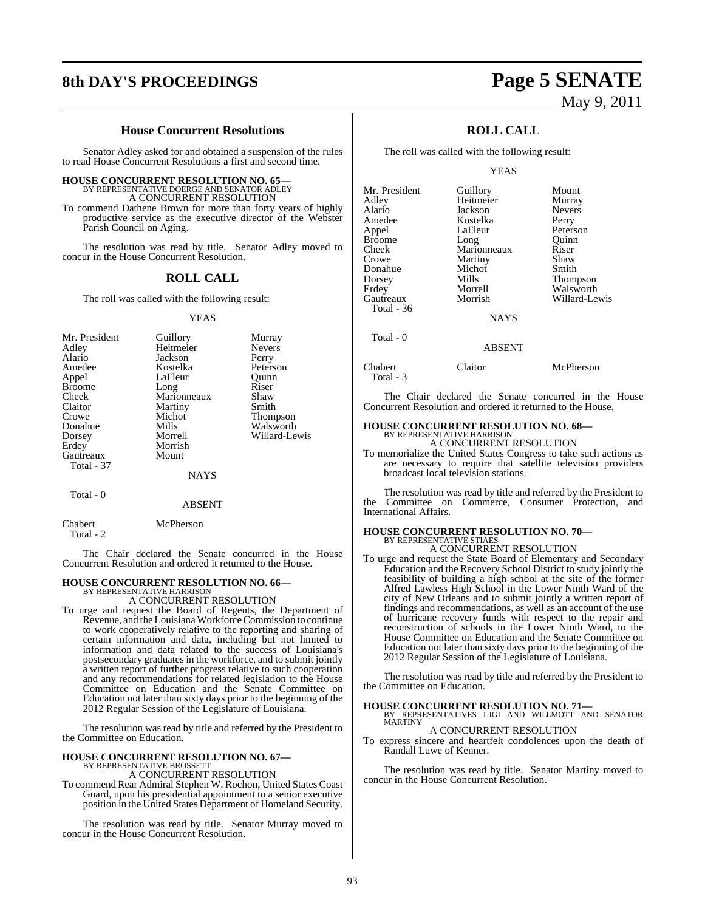### House Concurrent Resolutions

Senator Adley asked for and obtained a suspension of the rules to read House Concurrent Resolutions a first and second time.

**HOUSE CONCURRENT RESOLUTION NO. 65—**
BY REPRESENTATIVE DOERGE AND SENATOR ADLEY
A CONCURRENT RESOLUTION

To commend Dathene Brown for more than forty years of highly productive service as the executive director of the Webster Parish Council on Aging.

The resolution was read by title. Senator Adley moved to concur in the House Concurrent Resolution.

## ROLL CALL

The roll was called with the following result:

YEAS

| | | |
|---|---|---|
| Mr. President | Guillory | Murray |
| Adley | Heitmeier | Nevers |
| Alario | Jackson | Perry |
| Amedee | Kostelka | Peterson |
| Appel | LaFleur | Quinn |
| Broome | Long | Riser |
| Cheek | Marionneaux | Shaw |
| Claitor | Martiny | Smith |
| Crowe | Michot | Thompson |
| Donahue | Mills | Walsworth |
| Dorsey | Morrell | Willard-Lewis |
| Erdey | Morrish | |
| Gautreaux | Mount | |

Total - 37

NAYS

Total - 0

ABSENT

Chabert McPherson

Total - 2

The Chair declared the Senate concurred in the House Concurrent Resolution and ordered it returned to the House.

**HOUSE CONCURRENT RESOLUTION NO. 66—**
BY REPRESENTATIVE HARRISON
A CONCURRENT RESOLUTION

To urge and request the Board of Regents, the Department of Revenue, and the Louisiana Workforce Commission to continue to work cooperatively relative to the reporting and sharing of certain information and data, including but not limited to information and data related to the success of Louisiana's postsecondary graduates in the workforce, and to submit jointly a written report of further progress relative to such cooperation and any recommendations for related legislation to the House Committee on Education and the Senate Committee on Education not later than sixty days prior to the beginning of the 2012 Regular Session of the Legislature of Louisiana.

The resolution was read by title and referred by the President to the Committee on Education.

**HOUSE CONCURRENT RESOLUTION NO. 67—**
BY REPRESENTATIVE BROSSETT
A CONCURRENT RESOLUTION

To commend Rear Admiral Stephen W. Rochon, United States Coast Guard, upon his presidential appointment to a senior executive position in the United States Department of Homeland Security.

The resolution was read by title. Senator Murray moved to concur in the House Concurrent Resolution.

## ROLL CALL

The roll was called with the following result:

YEAS

| | | |
|---|---|---|
| Mr. President | Guillory | Mount |
| Adley | Heitmeier | Murray |
| Alario | Jackson | Nevers |
| Amedee | Kostelka | Perry |
| Appel | LaFleur | Peterson |
| Broome | Long | Quinn |
| Cheek | Marionneaux | Riser |
| Crowe | Martiny | Shaw |
| Donahue | Michot | Smith |
| Dorsey | Mills | Thompson |
| Erdey | Morrell | Walsworth |
| Gautreaux | Morrish | Willard-Lewis |

Total - 36

NAYS

Total - 0

ABSENT

Chabert Claitor McPherson

Total - 3

The Chair declared the Senate concurred in the House Concurrent Resolution and ordered it returned to the House.

**HOUSE CONCURRENT RESOLUTION NO. 68—**
BY REPRESENTATIVE HARRISON
A CONCURRENT RESOLUTION

To memorialize the United States Congress to take such actions as are necessary to require that satellite television providers broadcast local television stations.

The resolution was read by title and referred by the President to the Committee on Commerce, Consumer Protection, and International Affairs.

**HOUSE CONCURRENT RESOLUTION NO. 70—**
BY REPRESENTATIVE STIAES
A CONCURRENT RESOLUTION

To urge and request the State Board of Elementary and Secondary Education and the Recovery School District to study jointly the feasibility of building a high school at the site of the former Alfred Lawless High School in the Lower Ninth Ward of the city of New Orleans and to submit jointly a written report of findings and recommendations, as well as an account of the use of hurricane recovery funds with respect to the repair and reconstruction of schools in the Lower Ninth Ward, to the House Committee on Education and the Senate Committee on Education not later than sixty days prior to the beginning of the 2012 Regular Session of the Legislature of Louisiana.

The resolution was read by title and referred by the President to the Committee on Education.

**HOUSE CONCURRENT RESOLUTION NO. 71—**
BY REPRESENTATIVES LIGI AND WILLMOTT AND SENATOR MARTINY
A CONCURRENT RESOLUTION

To express sincere and heartfelt condolences upon the death of Randall Luwe of Kenner.

The resolution was read by title. Senator Martiny moved to concur in the House Concurrent Resolution.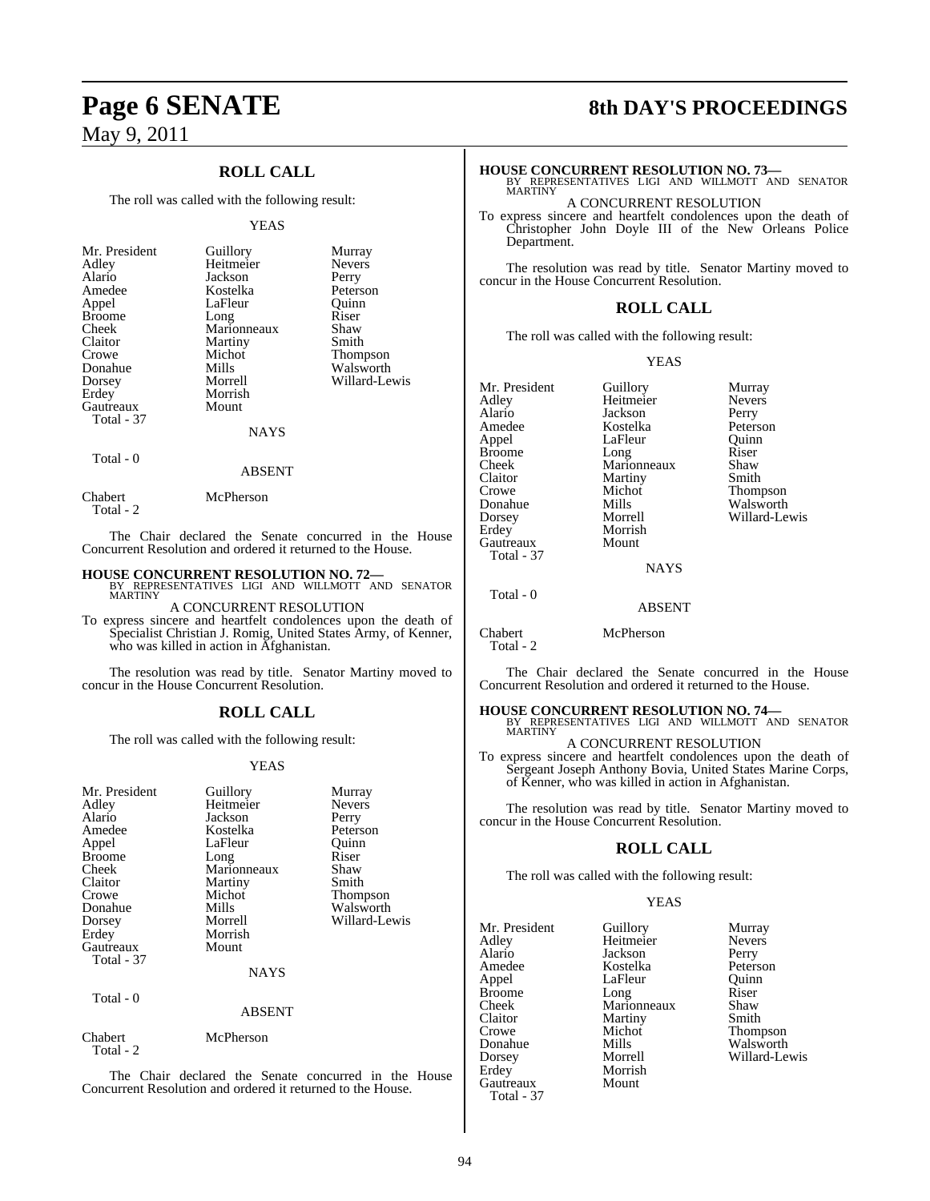## ROLL CALL

The roll was called with the following result:

YEAS

| | | |
|---|---|---|
| Mr. President | Guillory | Murray |
| Adley | Heitmeier | Nevers |
| Alario | Jackson | Perry |
| Amedee | Kostelka | Peterson |
| Appel | LaFleur | Quinn |
| Broome | Long | Riser |
| Cheek | Marionneaux | Shaw |
| Claitor | Martiny | Smith |
| Crowe | Michot | Thompson |
| Donahue | Mills | Walsworth |
| Dorsey | Morrell | Willard-Lewis |
| Erdey | Morrish | |
| Gautreaux | Mount | |
| Total - 37 | | |

NAYS

Total - 0

ABSENT

| | |
|---|---|
| Chabert | McPherson |
| Total - 2 | |

The Chair declared the Senate concurred in the House Concurrent Resolution and ordered it returned to the House.

**HOUSE CONCURRENT RESOLUTION NO. 72—**
BY REPRESENTATIVES LIGI AND WILLMOTT AND SENATOR MARTINY

A CONCURRENT RESOLUTION

To express sincere and heartfelt condolences upon the death of Specialist Christian J. Romig, United States Army, of Kenner, who was killed in action in Afghanistan.

The resolution was read by title. Senator Martiny moved to concur in the House Concurrent Resolution.

## ROLL CALL

The roll was called with the following result:

YEAS

| | | |
|---|---|---|
| Mr. President | Guillory | Murray |
| Adley | Heitmeier | Nevers |
| Alario | Jackson | Perry |
| Amedee | Kostelka | Peterson |
| Appel | LaFleur | Quinn |
| Broome | Long | Riser |
| Cheek | Marionneaux | Shaw |
| Claitor | Martiny | Smith |
| Crowe | Michot | Thompson |
| Donahue | Mills | Walsworth |
| Dorsey | Morrell | Willard-Lewis |
| Erdey | Morrish | |
| Gautreaux | Mount | |
| Total - 37 | | |

NAYS

Total - 0

ABSENT

| | |
|---|---|
| Chabert | McPherson |
| Total - 2 | |

The Chair declared the Senate concurred in the House Concurrent Resolution and ordered it returned to the House.

**HOUSE CONCURRENT RESOLUTION NO. 73—**
BY REPRESENTATIVES LIGI AND WILLMOTT AND SENATOR MARTINY

A CONCURRENT RESOLUTION

To express sincere and heartfelt condolences upon the death of Christopher John Doyle III of the New Orleans Police Department.

The resolution was read by title. Senator Martiny moved to concur in the House Concurrent Resolution.

## ROLL CALL

The roll was called with the following result:

YEAS

| | | |
|---|---|---|
| Mr. President | Guillory | Murray |
| Adley | Heitmeier | Nevers |
| Alario | Jackson | Perry |
| Amedee | Kostelka | Peterson |
| Appel | LaFleur | Quinn |
| Broome | Long | Riser |
| Cheek | Marionneaux | Shaw |
| Claitor | Martiny | Smith |
| Crowe | Michot | Thompson |
| Donahue | Mills | Walsworth |
| Dorsey | Morrell | Willard-Lewis |
| Erdey | Morrish | |
| Gautreaux | Mount | |
| Total - 37 | | |

NAYS

Total - 0

ABSENT

| | |
|---|---|
| Chabert | McPherson |
| Total - 2 | |

The Chair declared the Senate concurred in the House Concurrent Resolution and ordered it returned to the House.

**HOUSE CONCURRENT RESOLUTION NO. 74—**
BY REPRESENTATIVES LIGI AND WILLMOTT AND SENATOR MARTINY

A CONCURRENT RESOLUTION

To express sincere and heartfelt condolences upon the death of Sergeant Joseph Anthony Bovia, United States Marine Corps, of Kenner, who was killed in action in Afghanistan.

The resolution was read by title. Senator Martiny moved to concur in the House Concurrent Resolution.

## ROLL CALL

The roll was called with the following result:

YEAS

| | | |
|---|---|---|
| Mr. President | Guillory | Murray |
| Adley | Heitmeier | Nevers |
| Alario | Jackson | Perry |
| Amedee | Kostelka | Peterson |
| Appel | LaFleur | Quinn |
| Broome | Long | Riser |
| Cheek | Marionneaux | Shaw |
| Claitor | Martiny | Smith |
| Crowe | Michot | Thompson |
| Donahue | Mills | Walsworth |
| Dorsey | Morrell | Willard-Lewis |
| Erdey | Morrish | |
| Gautreaux | Mount | |
| Total - 37 | | |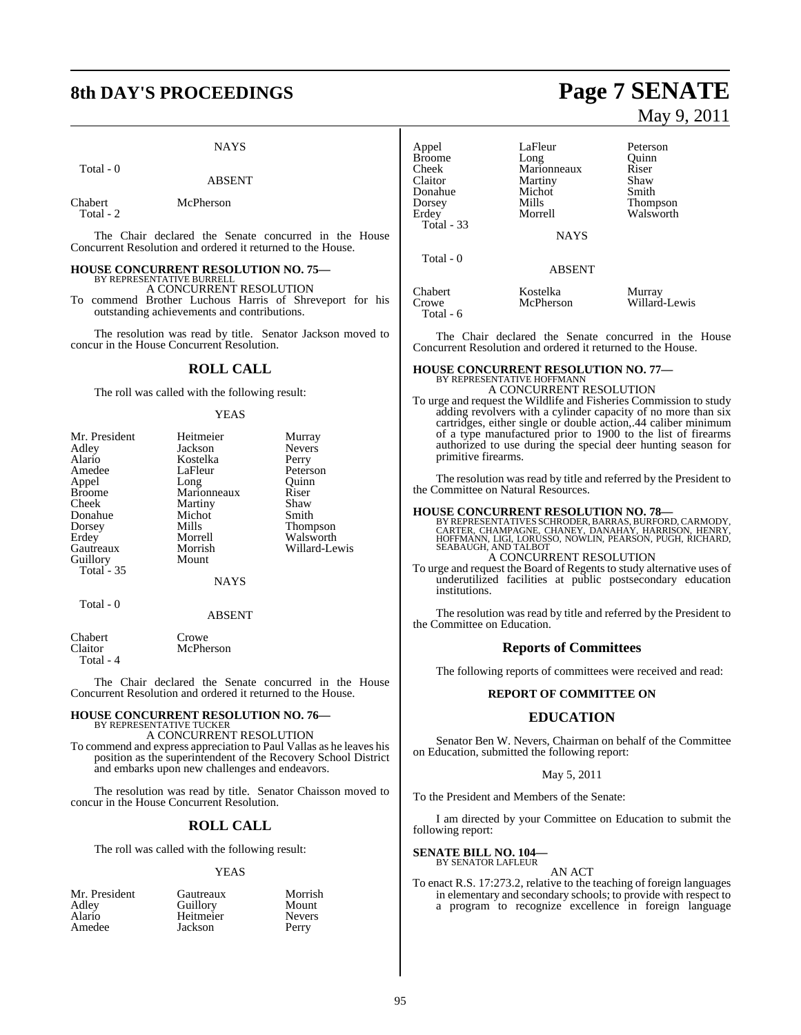NAYS

Total - 0

ABSENT

| | |
|---|---|
| Chabert | McPherson |
| Total - 2 | |

The Chair declared the Senate concurred in the House Concurrent Resolution and ordered it returned to the House.

**HOUSE CONCURRENT RESOLUTION NO. 75—**
BY REPRESENTATIVE BURRELL
A CONCURRENT RESOLUTION
To commend Brother Luchous Harris of Shreveport for his outstanding achievements and contributions.

The resolution was read by title. Senator Jackson moved to concur in the House Concurrent Resolution.

## ROLL CALL

The roll was called with the following result:

YEAS

| | | |
|---|---|---|
| Mr. President | Heitmeier | Murray |
| Adley | Jackson | Nevers |
| Alario | Kostelka | Perry |
| Amedee | LaFleur | Peterson |
| Appel | Long | Quinn |
| Broome | Marionneaux | Riser |
| Cheek | Martiny | Shaw |
| Donahue | Michot | Smith |
| Dorsey | Mills | Thompson |
| Erdey | Morrell | Walsworth |
| Gautreaux | Morrish | Willard-Lewis |
| Guillory | Mount | |
| Total - 35 | | |

NAYS

Total - 0

ABSENT

| | |
|---|---|
| Chabert | Crowe |
| Claitor | McPherson |
| Total - 4 | |

The Chair declared the Senate concurred in the House Concurrent Resolution and ordered it returned to the House.

**HOUSE CONCURRENT RESOLUTION NO. 76—**
BY REPRESENTATIVE TUCKER
A CONCURRENT RESOLUTION
To commend and express appreciation to Paul Vallas as he leaves his position as the superintendent of the Recovery School District and embarks upon new challenges and endeavors.

The resolution was read by title. Senator Chaisson moved to concur in the House Concurrent Resolution.

## ROLL CALL

The roll was called with the following result:

YEAS

| | | |
|---|---|---|
| Mr. President | Gautreaux | Morrish |
| Adley | Guillory | Mount |
| Alario | Heitmeier | Nevers |
| Amedee | Jackson | Perry |
| Appel | LaFleur | Peterson |
| Broome | Long | Quinn |
| Cheek | Marionneaux | Riser |
| Claitor | Martiny | Shaw |
| Donahue | Michot | Smith |
| Dorsey | Mills | Thompson |
| Erdey | Morrell | Walsworth |
| Total - 33 | | |

NAYS

Total - 0

ABSENT

| | | |
|---|---|---|
| Chabert | Kostelka | Murray |
| Crowe | McPherson | Willard-Lewis |
| Total - 6 | | |

The Chair declared the Senate concurred in the House Concurrent Resolution and ordered it returned to the House.

**HOUSE CONCURRENT RESOLUTION NO. 77—**
BY REPRESENTATIVE HOFFMANN
A CONCURRENT RESOLUTION
To urge and request the Wildlife and Fisheries Commission to study adding revolvers with a cylinder capacity of no more than six cartridges, either single or double action,.44 caliber minimum of a type manufactured prior to 1900 to the list of firearms authorized to use during the special deer hunting season for primitive firearms.

The resolution was read by title and referred by the President to the Committee on Natural Resources.

**HOUSE CONCURRENT RESOLUTION NO. 78—**
BY REPRESENTATIVES SCHRODER, BARRAS, BURFORD, CARMODY, CARTER, CHAMPAGNE, CHANEY, DANAHAY, HARRISON, HENRY, HOFFMANN, LIGI, LORUSSO, NOWLIN, PEARSON, PUGH, RICHARD, SEABAUGH, AND TALBOT
A CONCURRENT RESOLUTION
To urge and request the Board of Regents to study alternative uses of underutilized facilities at public postsecondary education institutions.

The resolution was read by title and referred by the President to the Committee on Education.

## Reports of Committees

The following reports of committees were received and read:

### REPORT OF COMMITTEE ON

## EDUCATION

Senator Ben W. Nevers, Chairman on behalf of the Committee on Education, submitted the following report:

May 5, 2011

To the President and Members of the Senate:

I am directed by your Committee on Education to submit the following report:

**SENATE BILL NO. 104—**
BY SENATOR LAFLEUR
AN ACT
To enact R.S. 17:273.2, relative to the teaching of foreign languages in elementary and secondary schools; to provide with respect to a program to recognize excellence in foreign language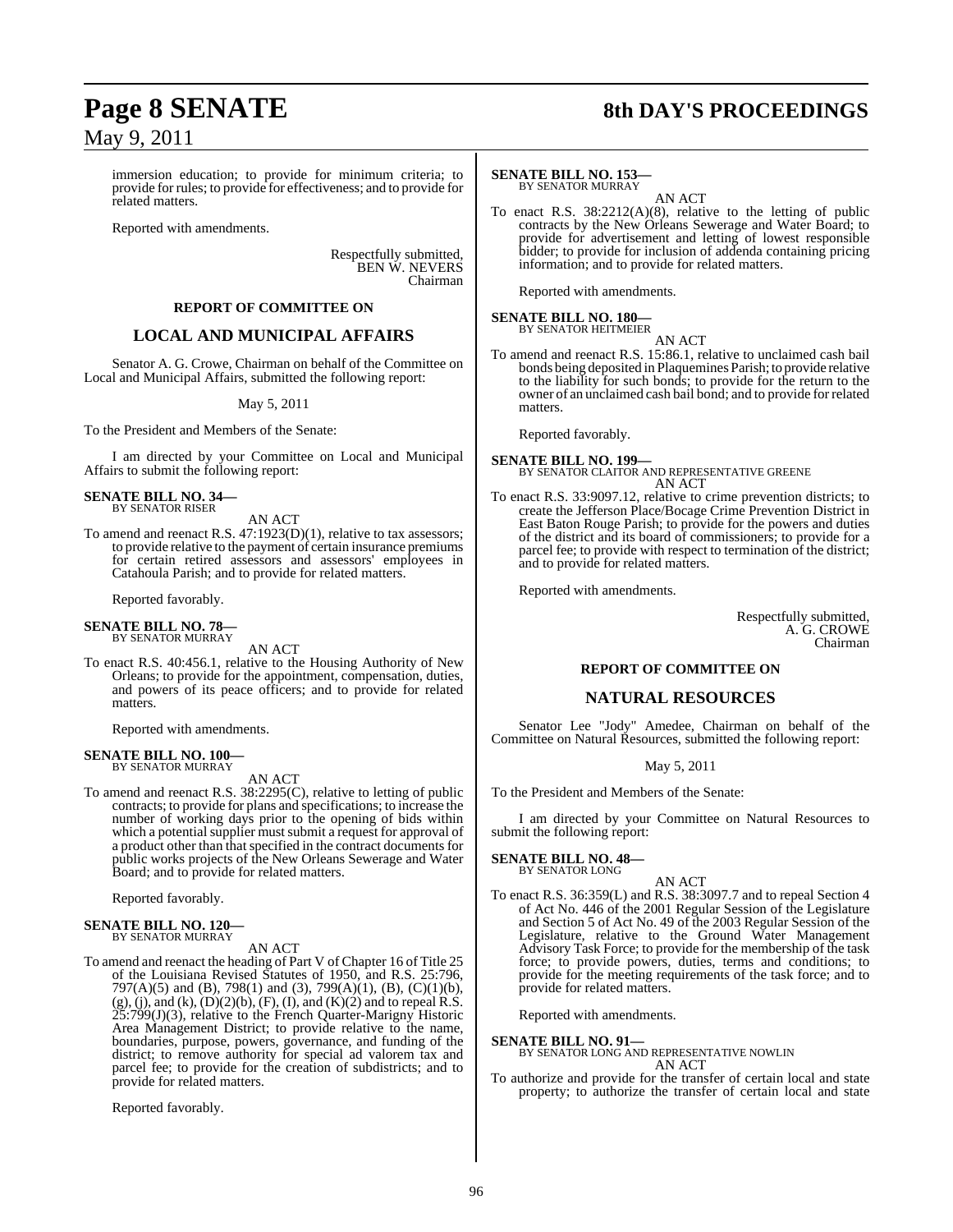immersion education; to provide for minimum criteria; to provide for rules; to provide for effectiveness; and to provide for related matters.

Reported with amendments.

Respectfully submitted,
BEN W. NEVERS
Chairman

**REPORT OF COMMITTEE ON**

## LOCAL AND MUNICIPAL AFFAIRS

Senator A. G. Crowe, Chairman on behalf of the Committee on Local and Municipal Affairs, submitted the following report:

May 5, 2011

To the President and Members of the Senate:

I am directed by your Committee on Local and Municipal Affairs to submit the following report:

**SENATE BILL NO. 34—**
BY SENATOR RISER

AN ACT

To amend and reenact R.S. 47:1923(D)(1), relative to tax assessors; to provide relative to the payment of certain insurance premiums for certain retired assessors and assessors' employees in Catahoula Parish; and to provide for related matters.

Reported favorably.

**SENATE BILL NO. 78—**
BY SENATOR MURRAY

AN ACT

To enact R.S. 40:456.1, relative to the Housing Authority of New Orleans; to provide for the appointment, compensation, duties, and powers of its peace officers; and to provide for related matters.

Reported with amendments.

**SENATE BILL NO. 100—**
BY SENATOR MURRAY

AN ACT

To amend and reenact R.S. 38:2295(C), relative to letting of public contracts; to provide for plans and specifications; to increase the number of working days prior to the opening of bids within which a potential supplier must submit a request for approval of a product other than that specified in the contract documents for public works projects of the New Orleans Sewerage and Water Board; and to provide for related matters.

Reported favorably.

**SENATE BILL NO. 120—**
BY SENATOR MURRAY

AN ACT

To amend and reenact the heading of Part V of Chapter 16 of Title 25 of the Louisiana Revised Statutes of 1950, and R.S. 25:796, 797(A)(5) and (B), 798(1) and (3), 799(A)(1), (B), (C)(1)(b), (g), (j), and (k), (D)(2)(b), (F), (I), and (K)(2) and to repeal R.S. 25:799(J)(3), relative to the French Quarter-Marigny Historic Area Management District; to provide relative to the name, boundaries, purpose, powers, governance, and funding of the district; to remove authority for special ad valorem tax and parcel fee; to provide for the creation of subdistricts; and to provide for related matters.

Reported favorably.

**SENATE BILL NO. 153—**
BY SENATOR MURRAY

AN ACT

To enact R.S. 38:2212(A)(8), relative to the letting of public contracts by the New Orleans Sewerage and Water Board; to provide for advertisement and letting of lowest responsible bidder; to provide for inclusion of addenda containing pricing information; and to provide for related matters.

Reported with amendments.

**SENATE BILL NO. 180—**
BY SENATOR HEITMEIER

AN ACT

To amend and reenact R.S. 15:86.1, relative to unclaimed cash bail bonds being deposited in Plaquemines Parish; to provide relative to the liability for such bonds; to provide for the return to the owner of an unclaimed cash bail bond; and to provide for related matters.

Reported favorably.

**SENATE BILL NO. 199—**
BY SENATOR CLAITOR AND REPRESENTATIVE GREENE

AN ACT

To enact R.S. 33:9097.12, relative to crime prevention districts; to create the Jefferson Place/Bocage Crime Prevention District in East Baton Rouge Parish; to provide for the powers and duties of the district and its board of commissioners; to provide for a parcel fee; to provide with respect to termination of the district; and to provide for related matters.

Reported with amendments.

Respectfully submitted,
A. G. CROWE
Chairman

**REPORT OF COMMITTEE ON**

## NATURAL RESOURCES

Senator Lee "Jody" Amedee, Chairman on behalf of the Committee on Natural Resources, submitted the following report:

May 5, 2011

To the President and Members of the Senate:

I am directed by your Committee on Natural Resources to submit the following report:

**SENATE BILL NO. 48—**
BY SENATOR LONG

AN ACT

To enact R.S. 36:359(L) and R.S. 38:3097.7 and to repeal Section 4 of Act No. 446 of the 2001 Regular Session of the Legislature and Section 5 of Act No. 49 of the 2003 Regular Session of the Legislature, relative to the Ground Water Management Advisory Task Force; to provide for the membership of the task force; to provide powers, duties, terms and conditions; to provide for the meeting requirements of the task force; and to provide for related matters.

Reported with amendments.

**SENATE BILL NO. 91—**
BY SENATOR LONG AND REPRESENTATIVE NOWLIN

AN ACT

To authorize and provide for the transfer of certain local and state property; to authorize the transfer of certain local and state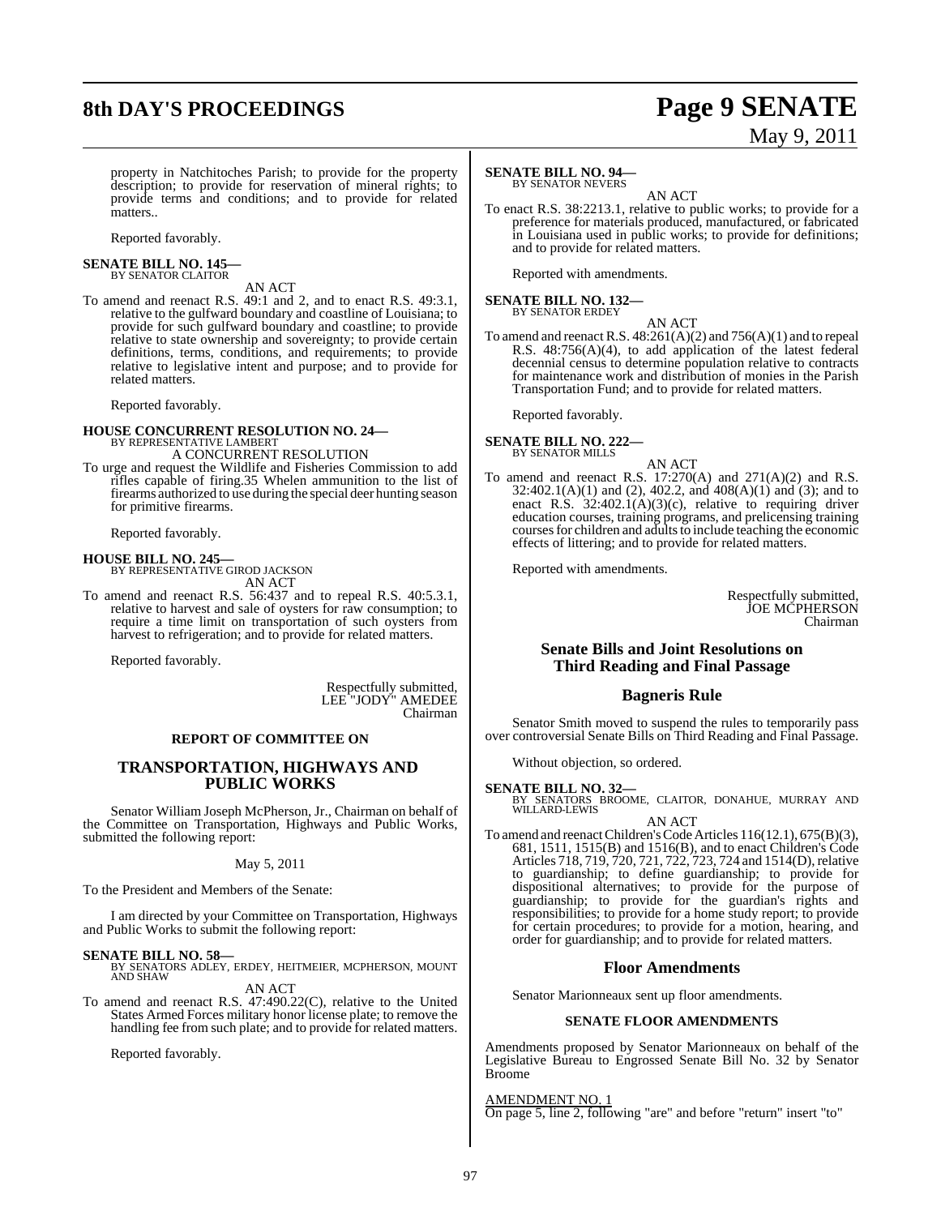property in Natchitoches Parish; to provide for the property description; to provide for reservation of mineral rights; to provide terms and conditions; and to provide for related matters..

Reported favorably.

**SENATE BILL NO. 145—**
BY SENATOR CLAITOR

AN ACT

To amend and reenact R.S. 49:1 and 2, and to enact R.S. 49:3.1, relative to the gulfward boundary and coastline of Louisiana; to provide for such gulfward boundary and coastline; to provide relative to state ownership and sovereignty; to provide certain definitions, terms, conditions, and requirements; to provide relative to legislative intent and purpose; and to provide for related matters.

Reported favorably.

**HOUSE CONCURRENT RESOLUTION NO. 24—**
BY REPRESENTATIVE LAMBERT

A CONCURRENT RESOLUTION

To urge and request the Wildlife and Fisheries Commission to add rifles capable of firing.35 Whelen ammunition to the list of firearms authorized to use during the special deer hunting season for primitive firearms.

Reported favorably.

**HOUSE BILL NO. 245—**
BY REPRESENTATIVE GIROD JACKSON

AN ACT

To amend and reenact R.S. 56:437 and to repeal R.S. 40:5.3.1, relative to harvest and sale of oysters for raw consumption; to require a time limit on transportation of such oysters from harvest to refrigeration; and to provide for related matters.

Reported favorably.

Respectfully submitted,
LEE "JODY" AMEDEE
Chairman

**REPORT OF COMMITTEE ON**

## TRANSPORTATION, HIGHWAYS AND PUBLIC WORKS

Senator William Joseph McPherson, Jr., Chairman on behalf of the Committee on Transportation, Highways and Public Works, submitted the following report:

May 5, 2011

To the President and Members of the Senate:

I am directed by your Committee on Transportation, Highways and Public Works to submit the following report:

**SENATE BILL NO. 58—**
BY SENATORS ADLEY, ERDEY, HEITMEIER, MCPHERSON, MOUNT AND SHAW

AN ACT

To amend and reenact R.S. 47:490.22(C), relative to the United States Armed Forces military honor license plate; to remove the handling fee from such plate; and to provide for related matters.

Reported favorably.

**SENATE BILL NO. 94—**
BY SENATOR NEVERS

AN ACT

To enact R.S. 38:2213.1, relative to public works; to provide for a preference for materials produced, manufactured, or fabricated in Louisiana used in public works; to provide for definitions; and to provide for related matters.

Reported with amendments.

**SENATE BILL NO. 132—**
BY SENATOR ERDEY

AN ACT

To amend and reenact R.S. 48:261(A)(2) and 756(A)(1) and to repeal R.S. 48:756(A)(4), to add application of the latest federal decennial census to determine population relative to contracts for maintenance work and distribution of monies in the Parish Transportation Fund; and to provide for related matters.

Reported favorably.

**SENATE BILL NO. 222—**
BY SENATOR MILLS

AN ACT

To amend and reenact R.S. 17:270(A) and 271(A)(2) and R.S. 32:402.1(A)(1) and (2), 402.2, and 408(A)(1) and (3); and to enact R.S. 32:402.1(A)(3)(c), relative to requiring driver education courses, training programs, and prelicensing training courses for children and adults to include teaching the economic effects of littering; and to provide for related matters.

Reported with amendments.

Respectfully submitted,
JOE MCPHERSON
Chairman

## Senate Bills and Joint Resolutions on Third Reading and Final Passage

## Bagneris Rule

Senator Smith moved to suspend the rules to temporarily pass over controversial Senate Bills on Third Reading and Final Passage.

Without objection, so ordered.

**SENATE BILL NO. 32—**
BY SENATORS BROOME, CLAITOR, DONAHUE, MURRAY AND WILLARD-LEWIS

AN ACT

To amend and reenact Children's Code Articles 116(12.1), 675(B)(3), 681, 1511, 1515(B) and 1516(B), and to enact Children's Code Articles 718, 719, 720, 721, 722, 723, 724 and 1514(D), relative to guardianship; to define guardianship; to provide for dispositional alternatives; to provide for the purpose of guardianship; to provide for the guardian's rights and responsibilities; to provide for a home study report; to provide for certain procedures; to provide for a motion, hearing, and order for guardianship; and to provide for related matters.

## Floor Amendments

Senator Marionneaux sent up floor amendments.

**SENATE FLOOR AMENDMENTS**

Amendments proposed by Senator Marionneaux on behalf of the Legislative Bureau to Engrossed Senate Bill No. 32 by Senator Broome

AMENDMENT NO. 1
On page 5, line 2, following "are" and before "return" insert "to"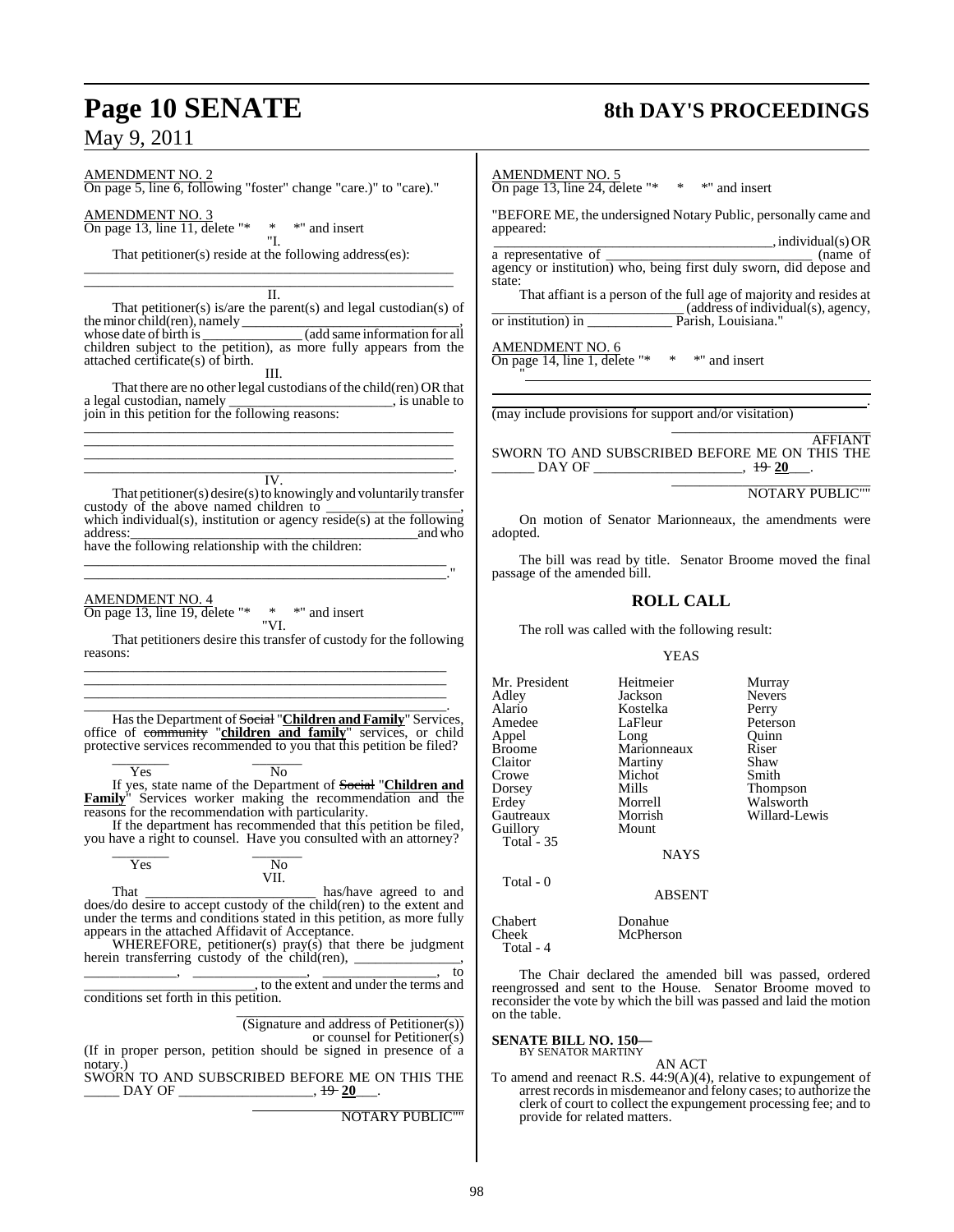AMENDMENT NO. 2
On page 5, line 6, following "foster" change "care.)" to "care)."

AMENDMENT NO. 3
On page 13, line 11, delete "* * *" and insert

"I.

That petitioner(s) reside at the following address(es):

_______________________________________________________
_______________________________________________________

II.

That petitioner(s) is/are the parent(s) and legal custodian(s) of the minor child(ren), namely ______________________________, whose date of birth is ______________ (add same information for all children subject to the petition), as more fully appears from the attached certificate(s) of birth.

III.

That there are no other legal custodians of the child(ren) OR that a legal custodian, namely ______________________, is unable to join in this petition for the following reasons:

_______________________________________________________
_______________________________________________________
_______________________________________________________
_______________________________________________________.

IV.

That petitioner(s) desire(s) to knowingly and voluntarily transfer custody of the above named children to ___________________, which individual(s), institution or agency reside(s) at the following address:_________________________________________and who have the following relationship with the children:

_______________________________________________________
_______________________________________________________."

AMENDMENT NO. 4
On page 13, line 19, delete "* * *" and insert

"VI.

That petitioners desire this transfer of custody for the following reasons:

_______________________________________________________
_______________________________________________________
_______________________________________________________
_______________________________________________________.

Has the Department of ~~Social~~ "**Children and Family**" Services, office of ~~community~~ "**children and family**" services, or child protective services recommended to you that this petition be filed?

________ ________
Yes No

If yes, state name of the Department of ~~Social~~ "**Children and Family**" Services worker making the recommendation and the reasons for the recommendation with particularity.

If the department has recommended that this petition be filed, you have a right to counsel. Have you consulted with an attorney?

________ ________
Yes No

VII.

That ________________________ has/have agreed to and does/do desire to accept custody of the child(ren) to the extent and under the terms and conditions stated in this petition, as more fully appears in the attached Affidavit of Acceptance.

WHEREFORE, petitioner(s) pray(s) that there be judgment herein transferring custody of the child(ren), _______________, _____________, ________________, ________________, to _______________ __________, to the extent and under the terms and conditions set forth in this petition.

_________________________________
(Signature and address of Petitioner(s))
or counsel for Petitioner(s)

(If in proper person, petition should be signed in presence of a notary.)

SWORN TO AND SUBSCRIBED BEFORE ME ON THIS THE _____ DAY OF ___________________, ~~19~~ **20**___.

_________________________________
NOTARY PUBLIC""

AMENDMENT NO. 5
On page 13, line 24, delete "* * *" and insert

"BEFORE ME, the undersigned Notary Public, personally came and appeared:

_________________________________________, individual(s) OR a representative of ______________________________ (name of agency or institution) who, being first duly sworn, did depose and state:

That affiant is a person of the full age of majority and resides at __________________________ (address of individual(s), agency, or institution) in ____________ Parish, Louisiana."

AMENDMENT NO. 6
On page 14, line 1, delete "* * *" and insert

"_______________________________________________________
_______________________________________________________.
(may include provisions for support and/or visitation)

_________________________
AFFIANT

SWORN TO AND SUBSCRIBED BEFORE ME ON THIS THE ______ DAY OF _____________________, ~~19~~ **20**___.

_________________________
NOTARY PUBLIC""

On motion of Senator Marionneaux, the amendments were adopted.

The bill was read by title. Senator Broome moved the final passage of the amended bill.

## ROLL CALL

The roll was called with the following result:

YEAS

| | | |
|---|---|---|
| Mr. President | Heitmeier | Murray |
| Adley | Jackson | Nevers |
| Alario | Kostelka | Perry |
| Amedee | LaFleur | Peterson |
| Appel | Long | Quinn |
| Broome | Marionneaux | Riser |
| Claitor | Martiny | Shaw |
| Crowe | Michot | Smith |
| Dorsey | Mills | Thompson |
| Erdey | Morrell | Walsworth |
| Gautreaux | Morrish | Willard-Lewis |
| Guillory | Mount | |

Total - 35

NAYS

Total - 0

ABSENT

| | |
|---|---|
| Chabert | Donahue |
| Cheek | McPherson |

Total - 4

The Chair declared the amended bill was passed, ordered reengrossed and sent to the House. Senator Broome moved to reconsider the vote by which the bill was passed and laid the motion on the table.

**SENATE BILL NO. 150—**
BY SENATOR MARTINY

AN ACT

To amend and reenact R.S. 44:9(A)(4), relative to expungement of arrest records in misdemeanor and felony cases; to authorize the clerk of court to collect the expungement processing fee; and to provide for related matters.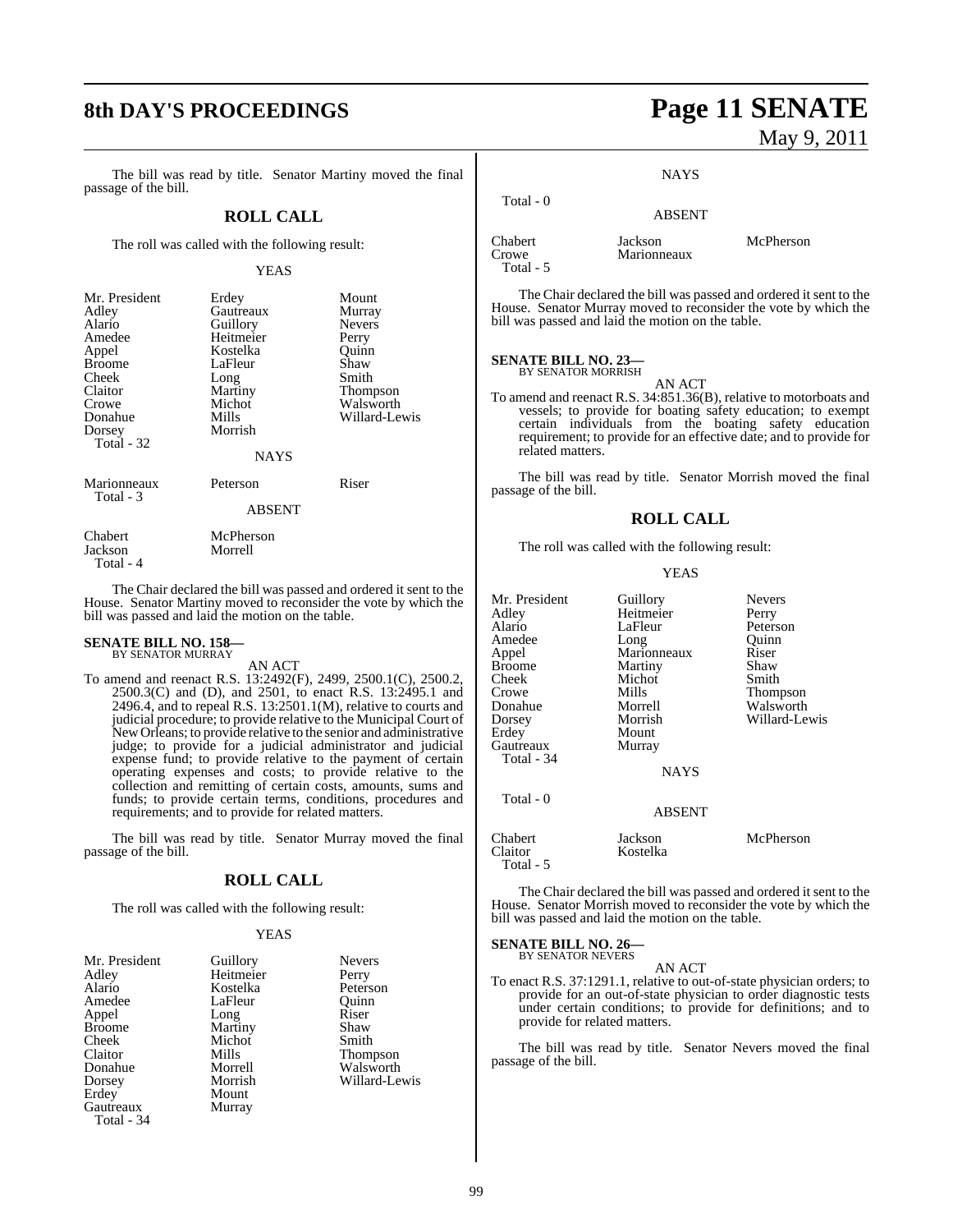The bill was read by title. Senator Martiny moved the final passage of the bill.

## ROLL CALL

The roll was called with the following result:

YEAS

| | | |
|---|---|---|
| Mr. President | Erdey | Mount |
| Adley | Gautreaux | Murray |
| Alario | Guillory | Nevers |
| Amedee | Heitmeier | Perry |
| Appel | Kostelka | Quinn |
| Broome | LaFleur | Shaw |
| Cheek | Long | Smith |
| Claitor | Martiny | Thompson |
| Crowe | Michot | Walsworth |
| Donahue | Mills | Willard-Lewis |
| Dorsey | Morrish | |
| Total - 32 | | |

NAYS

| | | |
|---|---|---|
| Marionneaux | Peterson | Riser |
| Total - 3 | | |

ABSENT

| | |
|---|---|
| Chabert | McPherson |
| Jackson | Morrell |
| Total - 4 | |

The Chair declared the bill was passed and ordered it sent to the House. Senator Martiny moved to reconsider the vote by which the bill was passed and laid the motion on the table.

**SENATE BILL NO. 158—**
BY SENATOR MURRAY

AN ACT

To amend and reenact R.S. 13:2492(F), 2499, 2500.1(C), 2500.2, 2500.3(C) and (D), and 2501, to enact R.S. 13:2495.1 and 2496.4, and to repeal R.S. 13:2501.1(M), relative to courts and judicial procedure; to provide relative to the Municipal Court of New Orleans; to provide relative to the senior and administrative judge; to provide for a judicial administrator and judicial expense fund; to provide relative to the payment of certain operating expenses and costs; to provide relative to the collection and remitting of certain costs, amounts, sums and funds; to provide certain terms, conditions, procedures and requirements; and to provide for related matters.

The bill was read by title. Senator Murray moved the final passage of the bill.

## ROLL CALL

The roll was called with the following result:

YEAS

| | | |
|---|---|---|
| Mr. President | Guillory | Nevers |
| Adley | Heitmeier | Perry |
| Alario | Kostelka | Peterson |
| Amedee | LaFleur | Quinn |
| Appel | Long | Riser |
| Broome | Martiny | Shaw |
| Cheek | Michot | Smith |
| Claitor | Mills | Thompson |
| Donahue | Morrell | Walsworth |
| Dorsey | Morrish | Willard-Lewis |
| Erdey | Mount | |
| Gautreaux | Murray | |
| Total - 34 | | |

NAYS

Total - 0

ABSENT

| | | |
|---|---|---|
| Chabert | Jackson | McPherson |
| Crowe | Marionneaux | |
| Total - 5 | | |

The Chair declared the bill was passed and ordered it sent to the House. Senator Murray moved to reconsider the vote by which the bill was passed and laid the motion on the table.

**SENATE BILL NO. 23—**
BY SENATOR MORRISH

AN ACT

To amend and reenact R.S. 34:851.36(B), relative to motorboats and vessels; to provide for boating safety education; to exempt certain individuals from the boating safety education requirement; to provide for an effective date; and to provide for related matters.

The bill was read by title. Senator Morrish moved the final passage of the bill.

## ROLL CALL

The roll was called with the following result:

YEAS

| | | |
|---|---|---|
| Mr. President | Guillory | Nevers |
| Adley | Heitmeier | Perry |
| Alario | LaFleur | Peterson |
| Amedee | Long | Quinn |
| Appel | Marionneaux | Riser |
| Broome | Martiny | Shaw |
| Cheek | Michot | Smith |
| Crowe | Mills | Thompson |
| Donahue | Morrell | Walsworth |
| Dorsey | Morrish | Willard-Lewis |
| Erdey | Mount | |
| Gautreaux | Murray | |
| Total - 34 | | |

NAYS

Total - 0

ABSENT

| | | |
|---|---|---|
| Chabert | Jackson | McPherson |
| Claitor | Kostelka | |
| Total - 5 | | |

The Chair declared the bill was passed and ordered it sent to the House. Senator Morrish moved to reconsider the vote by which the bill was passed and laid the motion on the table.

**SENATE BILL NO. 26—**
BY SENATOR NEVERS

AN ACT

To enact R.S. 37:1291.1, relative to out-of-state physician orders; to provide for an out-of-state physician to order diagnostic tests under certain conditions; to provide for definitions; and to provide for related matters.

The bill was read by title. Senator Nevers moved the final passage of the bill.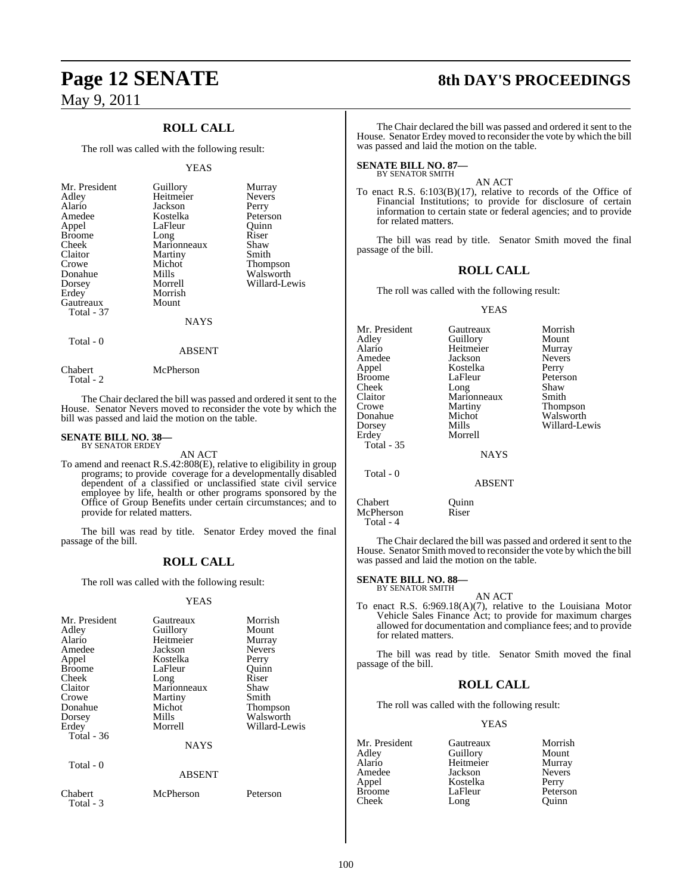## ROLL CALL

The roll was called with the following result:

YEAS

| | | |
|---|---|---|
| Mr. President | Guillory | Murray |
| Adley | Heitmeier | Nevers |
| Alario | Jackson | Perry |
| Amedee | Kostelka | Peterson |
| Appel | LaFleur | Quinn |
| Broome | Long | Riser |
| Cheek | Marionneaux | Shaw |
| Claitor | Martiny | Smith |
| Crowe | Michot | Thompson |
| Donahue | Mills | Walsworth |
| Dorsey | Morrell | Willard-Lewis |
| Erdey | Morrish | |
| Gautreaux | Mount | |
| Total - 37 | | |

NAYS

Total - 0

ABSENT

| | |
|---|---|
| Chabert | McPherson |
| Total - 2 | |

The Chair declared the bill was passed and ordered it sent to the House. Senator Nevers moved to reconsider the vote by which the bill was passed and laid the motion on the table.

**SENATE BILL NO. 38—**
BY SENATOR ERDEY

AN ACT

To amend and reenact R.S.42:808(E), relative to eligibility in group programs; to provide coverage for a developmentally disabled dependent of a classified or unclassified state civil service employee by life, health or other programs sponsored by the Office of Group Benefits under certain circumstances; and to provide for related matters.

The bill was read by title. Senator Erdey moved the final passage of the bill.

## ROLL CALL

The roll was called with the following result:

YEAS

| | | |
|---|---|---|
| Mr. President | Gautreaux | Morrish |
| Adley | Guillory | Mount |
| Alario | Heitmeier | Murray |
| Amedee | Jackson | Nevers |
| Appel | Kostelka | Perry |
| Broome | LaFleur | Quinn |
| Cheek | Long | Riser |
| Claitor | Marionneaux | Shaw |
| Crowe | Martiny | Smith |
| Donahue | Michot | Thompson |
| Dorsey | Mills | Walsworth |
| Erdey | Morrell | Willard-Lewis |
| Total - 36 | | |

NAYS

Total - 0

ABSENT

| | | |
|---|---|---|
| Chabert | McPherson | Peterson |
| Total - 3 | | |

The Chair declared the bill was passed and ordered it sent to the House. Senator Erdey moved to reconsider the vote by which the bill was passed and laid the motion on the table.

**SENATE BILL NO. 87—**
BY SENATOR SMITH

AN ACT

To enact R.S. 6:103(B)(17), relative to records of the Office of Financial Institutions; to provide for disclosure of certain information to certain state or federal agencies; and to provide for related matters.

The bill was read by title. Senator Smith moved the final passage of the bill.

## ROLL CALL

The roll was called with the following result:

YEAS

| | | |
|---|---|---|
| Mr. President | Gautreaux | Morrish |
| Adley | Guillory | Mount |
| Alario | Heitmeier | Murray |
| Amedee | Jackson | Nevers |
| Appel | Kostelka | Perry |
| Broome | LaFleur | Peterson |
| Cheek | Long | Shaw |
| Claitor | Marionneaux | Smith |
| Crowe | Martiny | Thompson |
| Donahue | Michot | Walsworth |
| Dorsey | Mills | Willard-Lewis |
| Erdey | Morrell | |
| Total - 35 | | |

NAYS

Total - 0

ABSENT

| | |
|---|---|
| Chabert | Quinn |
| McPherson | Riser |
| Total - 4 | |

The Chair declared the bill was passed and ordered it sent to the House. Senator Smith moved to reconsider the vote by which the bill was passed and laid the motion on the table.

**SENATE BILL NO. 88—**
BY SENATOR SMITH

AN ACT

To enact R.S. 6:969.18(A)(7), relative to the Louisiana Motor Vehicle Sales Finance Act; to provide for maximum charges allowed for documentation and compliance fees; and to provide for related matters.

The bill was read by title. Senator Smith moved the final passage of the bill.

## ROLL CALL

The roll was called with the following result:

YEAS

| | | |
|---|---|---|
| Mr. President | Gautreaux | Morrish |
| Adley | Guillory | Mount |
| Alario | Heitmeier | Murray |
| Amedee | Jackson | Nevers |
| Appel | Kostelka | Perry |
| Broome | LaFleur | Peterson |
| Cheek | Long | Quinn |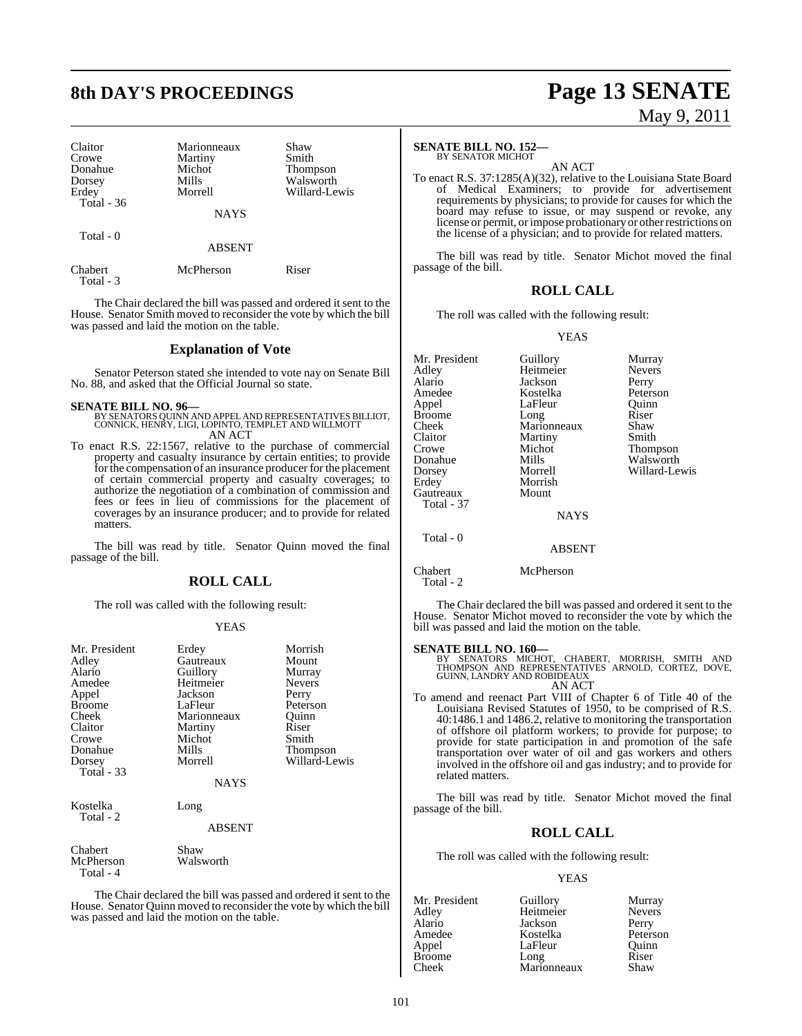| | | |
|---|---|---|
| Claitor | Marionneaux | Shaw |
| Crowe | Martiny | Smith |
| Donahue | Michot | Thompson |
| Dorsey | Mills | Walsworth |
| Erdey | Morrell | Willard-Lewis |
| Total - 36 | | |

NAYS

Total - 0

ABSENT

| | | |
|---|---|---|
| Chabert | McPherson | Riser |
| Total - 3 | | |

The Chair declared the bill was passed and ordered it sent to the House. Senator Smith moved to reconsider the vote by which the bill was passed and laid the motion on the table.

## Explanation of Vote

Senator Peterson stated she intended to vote nay on Senate Bill No. 88, and asked that the Official Journal so state.

**SENATE BILL NO. 96—**
BY SENATORS QUINN AND APPEL AND REPRESENTATIVES BILLIOT, CONNICK, HENRY, LIGI, LOPINTO, TEMPLET AND WILLMOTT
AN ACT

To enact R.S. 22:1567, relative to the purchase of commercial property and casualty insurance by certain entities; to provide for the compensation of an insurance producer for the placement of certain commercial property and casualty coverages; to authorize the negotiation of a combination of commission and fees or fees in lieu of commissions for the placement of coverages by an insurance producer; and to provide for related matters.

The bill was read by title. Senator Quinn moved the final passage of the bill.

## ROLL CALL

The roll was called with the following result:

YEAS

| | | |
|---|---|---|
| Mr. President | Erdey | Morrish |
| Adley | Gautreaux | Mount |
| Alario | Guillory | Murray |
| Amedee | Heitmeier | Nevers |
| Appel | Jackson | Perry |
| Broome | LaFleur | Peterson |
| Cheek | Marionneaux | Quinn |
| Claitor | Martiny | Riser |
| Crowe | Michot | Smith |
| Donahue | Mills | Thompson |
| Dorsey | Morrell | Willard-Lewis |
| Total - 33 | | |

NAYS

| | |
|---|---|
| Kostelka | Long |
| Total - 2 | |

ABSENT

| | |
|---|---|
| Chabert | Shaw |
| McPherson | Walsworth |
| Total - 4 | |

The Chair declared the bill was passed and ordered it sent to the House. Senator Quinn moved to reconsider the vote by which the bill was passed and laid the motion on the table.

**SENATE BILL NO. 152—**
BY SENATOR MICHOT
AN ACT

To enact R.S. 37:1285(A)(32), relative to the Louisiana State Board of Medical Examiners; to provide for advertisement requirements by physicians; to provide for causes for which the board may refuse to issue, or may suspend or revoke, any license or permit, or impose probationary or other restrictions on the license of a physician; and to provide for related matters.

The bill was read by title. Senator Michot moved the final passage of the bill.

## ROLL CALL

The roll was called with the following result:

YEAS

| | | |
|---|---|---|
| Mr. President | Guillory | Murray |
| Adley | Heitmeier | Nevers |
| Alario | Jackson | Perry |
| Amedee | Kostelka | Peterson |
| Appel | LaFleur | Quinn |
| Broome | Long | Riser |
| Cheek | Marionneaux | Shaw |
| Claitor | Martiny | Smith |
| Crowe | Michot | Thompson |
| Donahue | Mills | Walsworth |
| Dorsey | Morrell | Willard-Lewis |
| Erdey | Morrish | |
| Gautreaux | Mount | |
| Total - 37 | | |

NAYS

Total - 0

ABSENT

| | |
|---|---|
| Chabert | McPherson |
| Total - 2 | |

The Chair declared the bill was passed and ordered it sent to the House. Senator Michot moved to reconsider the vote by which the bill was passed and laid the motion on the table.

**SENATE BILL NO. 160—**
BY SENATORS MICHOT, CHABERT, MORRISH, SMITH AND THOMPSON AND REPRESENTATIVES ARNOLD, CORTEZ, DOVE, GUINN, LANDRY AND ROBIDEAUX
AN ACT

To amend and reenact Part VIII of Chapter 6 of Title 40 of the Louisiana Revised Statutes of 1950, to be comprised of R.S. 40:1486.1 and 1486.2, relative to monitoring the transportation of offshore oil platform workers; to provide for purpose; to provide for state participation in and promotion of the safe transportation over water of oil and gas workers and others involved in the offshore oil and gas industry; and to provide for related matters.

The bill was read by title. Senator Michot moved the final passage of the bill.

## ROLL CALL

The roll was called with the following result:

YEAS

| | | |
|---|---|---|
| Mr. President | Guillory | Murray |
| Adley | Heitmeier | Nevers |
| Alario | Jackson | Perry |
| Amedee | Kostelka | Peterson |
| Appel | LaFleur | Quinn |
| Broome | Long | Riser |
| Cheek | Marionneaux | Shaw |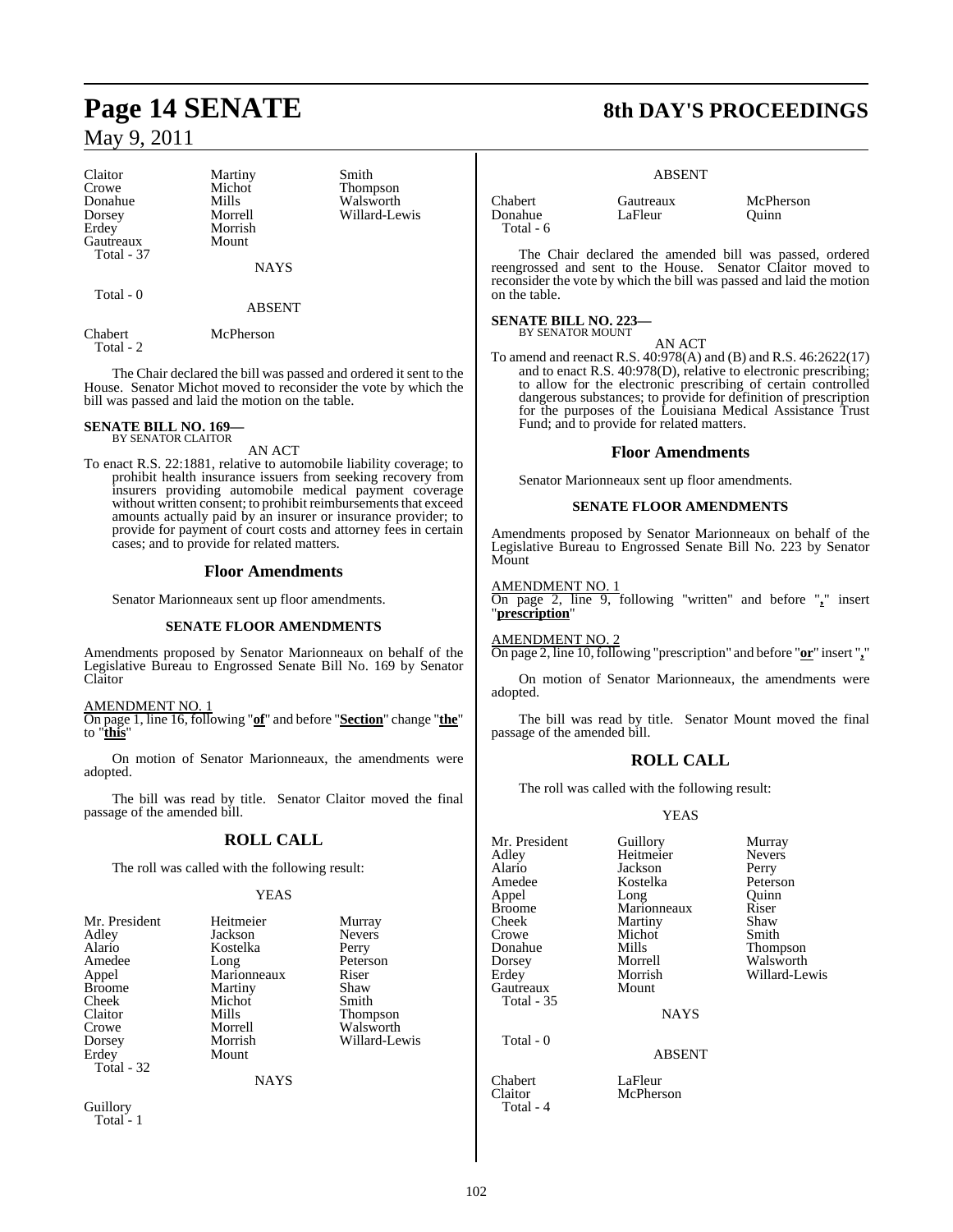| | | |
|---|---|---|
| Claitor | Martiny | Smith |
| Crowe | Michot | Thompson |
| Donahue | Mills | Walsworth |
| Dorsey | Morrell | Willard-Lewis |
| Erdey | Morrish | |
| Gautreaux | Mount | |
| Total - 37 | | |

NAYS

Total - 0

ABSENT

| | |
|---|---|
| Chabert | McPherson |
| Total - 2 | |

The Chair declared the bill was passed and ordered it sent to the House. Senator Michot moved to reconsider the vote by which the bill was passed and laid the motion on the table.

**SENATE BILL NO. 169—**
BY SENATOR CLAITOR

AN ACT

To enact R.S. 22:1881, relative to automobile liability coverage; to prohibit health insurance issuers from seeking recovery from insurers providing automobile medical payment coverage without written consent; to prohibit reimbursements that exceed amounts actually paid by an insurer or insurance provider; to provide for payment of court costs and attorney fees in certain cases; and to provide for related matters.

## Floor Amendments

Senator Marionneaux sent up floor amendments.

### SENATE FLOOR AMENDMENTS

Amendments proposed by Senator Marionneaux on behalf of the Legislative Bureau to Engrossed Senate Bill No. 169 by Senator Claitor

AMENDMENT NO. 1
On page 1, line 16, following "**of**" and before "**Section**" change "**the**" to "**this**"

On motion of Senator Marionneaux, the amendments were adopted.

The bill was read by title. Senator Claitor moved the final passage of the amended bill.

## ROLL CALL

The roll was called with the following result:

YEAS

| | | |
|---|---|---|
| Mr. President | Heitmeier | Murray |
| Adley | Jackson | Nevers |
| Alario | Kostelka | Perry |
| Amedee | Long | Peterson |
| Appel | Marionneaux | Riser |
| Broome | Martiny | Shaw |
| Cheek | Michot | Smith |
| Claitor | Mills | Thompson |
| Crowe | Morrell | Walsworth |
| Dorsey | Morrish | Willard-Lewis |
| Erdey | Mount | |
| Total - 32 | | |

NAYS

Guillory
Total - 1

ABSENT

| | | |
|---|---|---|
| Chabert | Gautreaux | McPherson |
| Donahue | LaFleur | Quinn |
| Total - 6 | | |

The Chair declared the amended bill was passed, ordered reengrossed and sent to the House. Senator Claitor moved to reconsider the vote by which the bill was passed and laid the motion on the table.

**SENATE BILL NO. 223—**
BY SENATOR MOUNT

AN ACT

To amend and reenact R.S. 40:978(A) and (B) and R.S. 46:2622(17) and to enact R.S. 40:978(D), relative to electronic prescribing; to allow for the electronic prescribing of certain controlled dangerous substances; to provide for definition of prescription for the purposes of the Louisiana Medical Assistance Trust Fund; and to provide for related matters.

## Floor Amendments

Senator Marionneaux sent up floor amendments.

### SENATE FLOOR AMENDMENTS

Amendments proposed by Senator Marionneaux on behalf of the Legislative Bureau to Engrossed Senate Bill No. 223 by Senator Mount

AMENDMENT NO. 1
On page 2, line 9, following "written" and before "**,**" insert "**prescription**"

AMENDMENT NO. 2
On page 2, line 10, following "prescription" and before "**or**" insert "**,**"

On motion of Senator Marionneaux, the amendments were adopted.

The bill was read by title. Senator Mount moved the final passage of the amended bill.

## ROLL CALL

The roll was called with the following result:

YEAS

| | | |
|---|---|---|
| Mr. President | Guillory | Murray |
| Adley | Heitmeier | Nevers |
| Alario | Jackson | Perry |
| Amedee | Kostelka | Peterson |
| Appel | Long | Quinn |
| Broome | Marionneaux | Riser |
| Cheek | Martiny | Shaw |
| Crowe | Michot | Smith |
| Donahue | Mills | Thompson |
| Dorsey | Morrell | Walsworth |
| Erdey | Morrish | Willard-Lewis |
| Gautreaux | Mount | |
| Total - 35 | | |

NAYS

Total - 0

ABSENT

| | |
|---|---|
| Chabert | LaFleur |
| Claitor | McPherson |
| Total - 4 | |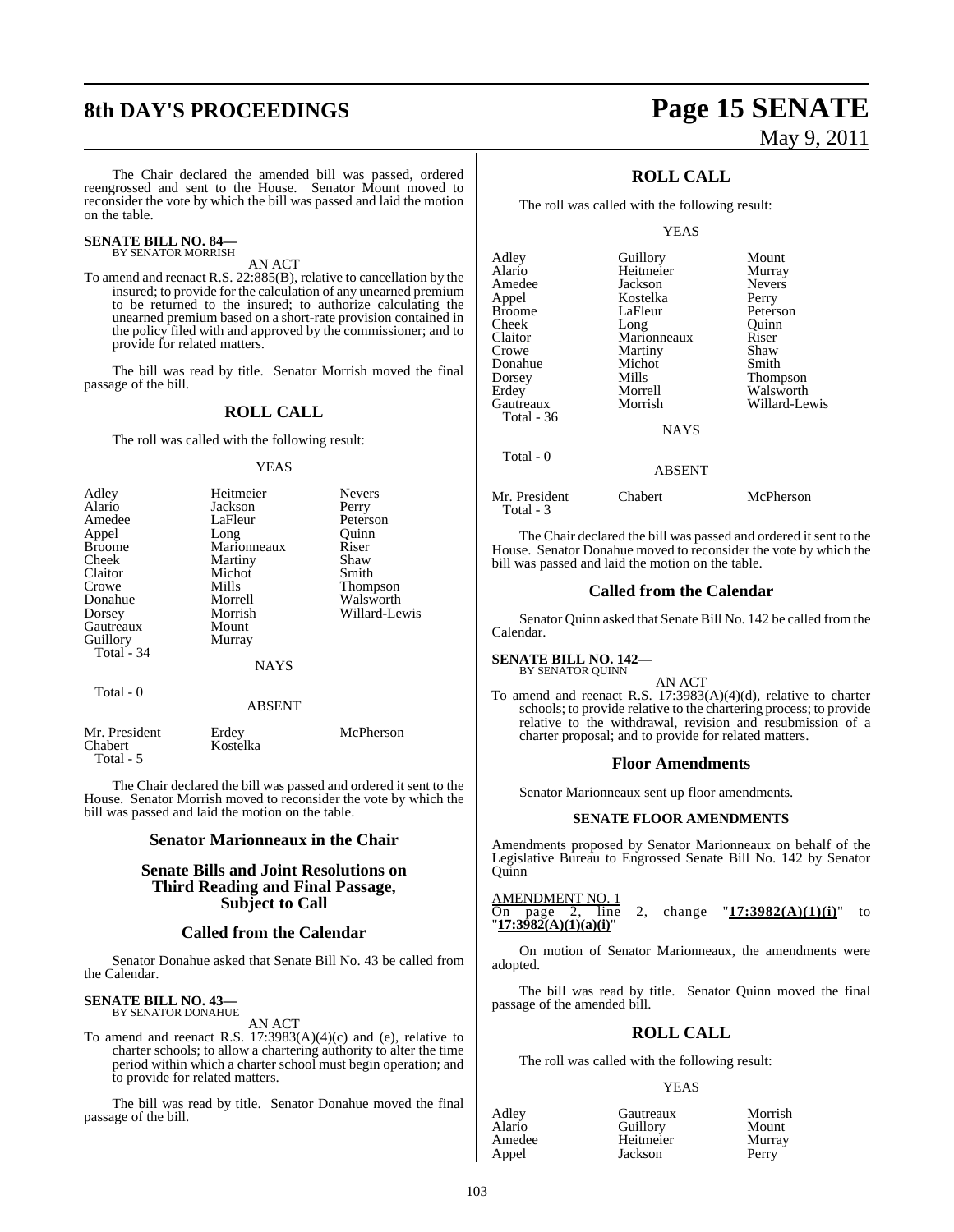The Chair declared the amended bill was passed, ordered reengrossed and sent to the House. Senator Mount moved to reconsider the vote by which the bill was passed and laid the motion on the table.

**SENATE BILL NO. 84—**
BY SENATOR MORRISH

AN ACT

To amend and reenact R.S. 22:885(B), relative to cancellation by the insured; to provide for the calculation of any unearned premium to be returned to the insured; to authorize calculating the unearned premium based on a short-rate provision contained in the policy filed with and approved by the commissioner; and to provide for related matters.

The bill was read by title. Senator Morrish moved the final passage of the bill.

## ROLL CALL

The roll was called with the following result:

YEAS

| | | |
|---|---|---|
| Adley | Heitmeier | Nevers |
| Alario | Jackson | Perry |
| Amedee | LaFleur | Peterson |
| Appel | Long | Quinn |
| Broome | Marionneaux | Riser |
| Cheek | Martiny | Shaw |
| Claitor | Michot | Smith |
| Crowe | Mills | Thompson |
| Donahue | Morrell | Walsworth |
| Dorsey | Morrish | Willard-Lewis |
| Gautreaux | Mount | |
| Guillory | Murray | |
| Total - 34 | | |

NAYS

Total - 0

ABSENT

| | | |
|---|---|---|
| Mr. President | Erdey | McPherson |
| Chabert | Kostelka | |
| Total - 5 | | |

The Chair declared the bill was passed and ordered it sent to the House. Senator Morrish moved to reconsider the vote by which the bill was passed and laid the motion on the table.

## Senator Marionneaux in the Chair

## Senate Bills and Joint Resolutions on Third Reading and Final Passage, Subject to Call

## Called from the Calendar

Senator Donahue asked that Senate Bill No. 43 be called from the Calendar.

**SENATE BILL NO. 43—**
BY SENATOR DONAHUE

AN ACT

To amend and reenact R.S. 17:3983(A)(4)(c) and (e), relative to charter schools; to allow a chartering authority to alter the time period within which a charter school must begin operation; and to provide for related matters.

The bill was read by title. Senator Donahue moved the final passage of the bill.

## ROLL CALL

The roll was called with the following result:

YEAS

| | | |
|---|---|---|
| Adley | Guillory | Mount |
| Alario | Heitmeier | Murray |
| Amedee | Jackson | Nevers |
| Appel | Kostelka | Perry |
| Broome | LaFleur | Peterson |
| Cheek | Long | Quinn |
| Claitor | Marionneaux | Riser |
| Crowe | Martiny | Shaw |
| Donahue | Michot | Smith |
| Dorsey | Mills | Thompson |
| Erdey | Morrell | Walsworth |
| Gautreaux | Morrish | Willard-Lewis |
| Total - 36 | | |

NAYS

Total - 0

ABSENT

| | | |
|---|---|---|
| Mr. President | Chabert | McPherson |
| Total - 3 | | |

The Chair declared the bill was passed and ordered it sent to the House. Senator Donahue moved to reconsider the vote by which the bill was passed and laid the motion on the table.

## Called from the Calendar

Senator Quinn asked that Senate Bill No. 142 be called from the Calendar.

**SENATE BILL NO. 142—**
BY SENATOR QUINN

AN ACT

To amend and reenact R.S. 17:3983(A)(4)(d), relative to charter schools; to provide relative to the chartering process; to provide relative to the withdrawal, revision and resubmission of a charter proposal; and to provide for related matters.

## Floor Amendments

Senator Marionneaux sent up floor amendments.

### SENATE FLOOR AMENDMENTS

Amendments proposed by Senator Marionneaux on behalf of the Legislative Bureau to Engrossed Senate Bill No. 142 by Senator Quinn

AMENDMENT NO. 1
On page 2, line 2, change "**17:3982(A)(1)(i)**" to "**17:3982(A)(1)(a)(i)**"

On motion of Senator Marionneaux, the amendments were adopted.

The bill was read by title. Senator Quinn moved the final passage of the amended bill.

## ROLL CALL

The roll was called with the following result:

YEAS

| | | |
|---|---|---|
| Adley | Gautreaux | Morrish |
| Alario | Guillory | Mount |
| Amedee | Heitmeier | Murray |
| Appel | Jackson | Perry |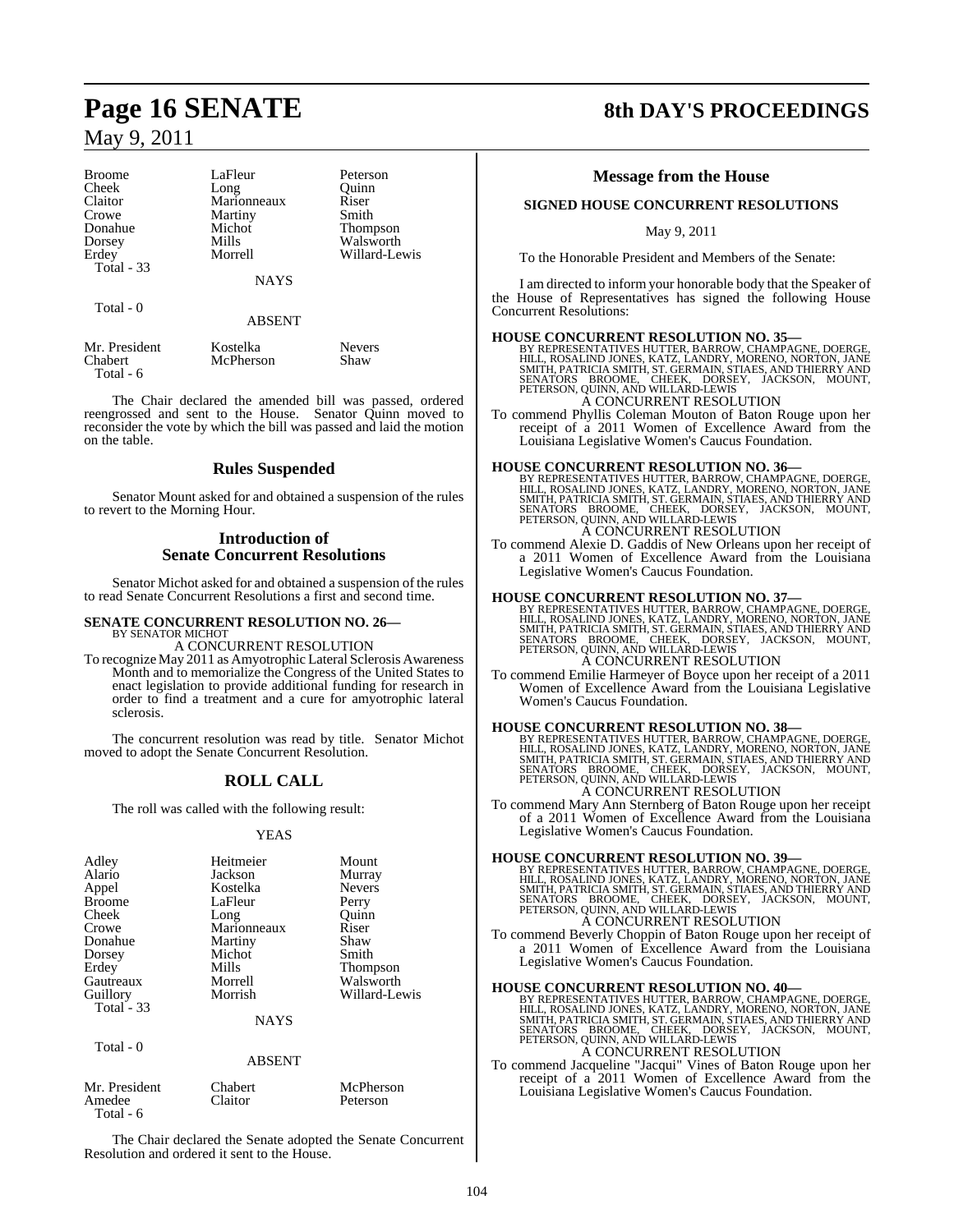| | | |
|---|---|---|
| Broome | LaFleur | Peterson |
| Cheek | Long | Quinn |
| Claitor | Marionneaux | Riser |
| Crowe | Martiny | Smith |
| Donahue | Michot | Thompson |
| Dorsey | Mills | Walsworth |
| Erdey | Morrell | Willard-Lewis |
| Total - 33 | | |

NAYS

Total - 0

ABSENT

| | | |
|---|---|---|
| Mr. President | Kostelka | Nevers |
| Chabert | McPherson | Shaw |
| Total - 6 | | |

The Chair declared the amended bill was passed, ordered reengrossed and sent to the House. Senator Quinn moved to reconsider the vote by which the bill was passed and laid the motion on the table.

## Rules Suspended

Senator Mount asked for and obtained a suspension of the rules to revert to the Morning Hour.

## Introduction of Senate Concurrent Resolutions

Senator Michot asked for and obtained a suspension of the rules to read Senate Concurrent Resolutions a first and second time.

**SENATE CONCURRENT RESOLUTION NO. 26—**
BY SENATOR MICHOT
A CONCURRENT RESOLUTION
To recognize May 2011 as Amyotrophic Lateral Sclerosis Awareness Month and to memorialize the Congress of the United States to enact legislation to provide additional funding for research in order to find a treatment and a cure for amyotrophic lateral sclerosis.

The concurrent resolution was read by title. Senator Michot moved to adopt the Senate Concurrent Resolution.

## ROLL CALL

The roll was called with the following result:

YEAS

| | | |
|---|---|---|
| Adley | Heitmeier | Mount |
| Alario | Jackson | Murray |
| Appel | Kostelka | Nevers |
| Broome | LaFleur | Perry |
| Cheek | Long | Quinn |
| Crowe | Marionneaux | Riser |
| Donahue | Martiny | Shaw |
| Dorsey | Michot | Smith |
| Erdey | Mills | Thompson |
| Gautreaux | Morrell | Walsworth |
| Guillory | Morrish | Willard-Lewis |
| Total - 33 | | |

NAYS

Total - 0

ABSENT

| | | |
|---|---|---|
| Mr. President | Chabert | McPherson |
| Amedee | Claitor | Peterson |
| Total - 6 | | |

The Chair declared the Senate adopted the Senate Concurrent Resolution and ordered it sent to the House.

## Message from the House

### SIGNED HOUSE CONCURRENT RESOLUTIONS

May 9, 2011

To the Honorable President and Members of the Senate:

I am directed to inform your honorable body that the Speaker of the House of Representatives has signed the following House Concurrent Resolutions:

**HOUSE CONCURRENT RESOLUTION NO. 35—**
BY REPRESENTATIVES HUTTER, BARROW, CHAMPAGNE, DOERGE, HILL, ROSALIND JONES, KATZ, LANDRY, MORENO, NORTON, JANE SMITH, PATRICIA SMITH, ST. GERMAIN, STIAES, AND THIERRY AND SENATORS BROOME, CHEEK, DORSEY, JACKSON, MOUNT, PETERSON, QUINN, AND WILLARD-LEWIS
A CONCURRENT RESOLUTION
To commend Phyllis Coleman Mouton of Baton Rouge upon her receipt of a 2011 Women of Excellence Award from the Louisiana Legislative Women's Caucus Foundation.

**HOUSE CONCURRENT RESOLUTION NO. 36—**
BY REPRESENTATIVES HUTTER, BARROW, CHAMPAGNE, DOERGE, HILL, ROSALIND JONES, KATZ, LANDRY, MORENO, NORTON, JANE SMITH, PATRICIA SMITH, ST. GERMAIN, STIAES, AND THIERRY AND SENATORS BROOME, CHEEK, DORSEY, JACKSON, MOUNT, PETERSON, QUINN, AND WILLARD-LEWIS
A CONCURRENT RESOLUTION
To commend Alexie D. Gaddis of New Orleans upon her receipt of a 2011 Women of Excellence Award from the Louisiana Legislative Women's Caucus Foundation.

**HOUSE CONCURRENT RESOLUTION NO. 37—**
BY REPRESENTATIVES HUTTER, BARROW, CHAMPAGNE, DOERGE, HILL, ROSALIND JONES, KATZ, LANDRY, MORENO, NORTON, JANE SMITH, PATRICIA SMITH, ST. GERMAIN, STIAES, AND THIERRY AND SENATORS BROOME, CHEEK, DORSEY, JACKSON, MOUNT, PETERSON, QUINN, AND WILLARD-LEWIS
A CONCURRENT RESOLUTION
To commend Emilie Harmeyer of Boyce upon her receipt of a 2011 Women of Excellence Award from the Louisiana Legislative Women's Caucus Foundation.

**HOUSE CONCURRENT RESOLUTION NO. 38—**
BY REPRESENTATIVES HUTTER, BARROW, CHAMPAGNE, DOERGE, HILL, ROSALIND JONES, KATZ, LANDRY, MORENO, NORTON, JANE SMITH, PATRICIA SMITH, ST. GERMAIN, STIAES, AND THIERRY AND SENATORS BROOME, CHEEK, DORSEY, JACKSON, MOUNT, PETERSON, QUINN, AND WILLARD-LEWIS
A CONCURRENT RESOLUTION
To commend Mary Ann Sternberg of Baton Rouge upon her receipt of a 2011 Women of Excellence Award from the Louisiana Legislative Women's Caucus Foundation.

**HOUSE CONCURRENT RESOLUTION NO. 39—**
BY REPRESENTATIVES HUTTER, BARROW, CHAMPAGNE, DOERGE, HILL, ROSALIND JONES, KATZ, LANDRY, MORENO, NORTON, JANE SMITH, PATRICIA SMITH, ST. GERMAIN, STIAES, AND THIERRY AND SENATORS BROOME, CHEEK, DORSEY, JACKSON, MOUNT, PETERSON, QUINN, AND WILLARD-LEWIS
A CONCURRENT RESOLUTION
To commend Beverly Choppin of Baton Rouge upon her receipt of a 2011 Women of Excellence Award from the Louisiana Legislative Women's Caucus Foundation.

**HOUSE CONCURRENT RESOLUTION NO. 40—**
BY REPRESENTATIVES HUTTER, BARROW, CHAMPAGNE, DOERGE, HILL, ROSALIND JONES, KATZ, LANDRY, MORENO, NORTON, JANE SMITH, PATRICIA SMITH, ST. GERMAIN, STIAES, AND THIERRY AND SENATORS BROOME, CHEEK, DORSEY, JACKSON, MOUNT, PETERSON, QUINN, AND WILLARD-LEWIS
A CONCURRENT RESOLUTION
To commend Jacqueline "Jacqui" Vines of Baton Rouge upon her receipt of a 2011 Women of Excellence Award from the Louisiana Legislative Women's Caucus Foundation.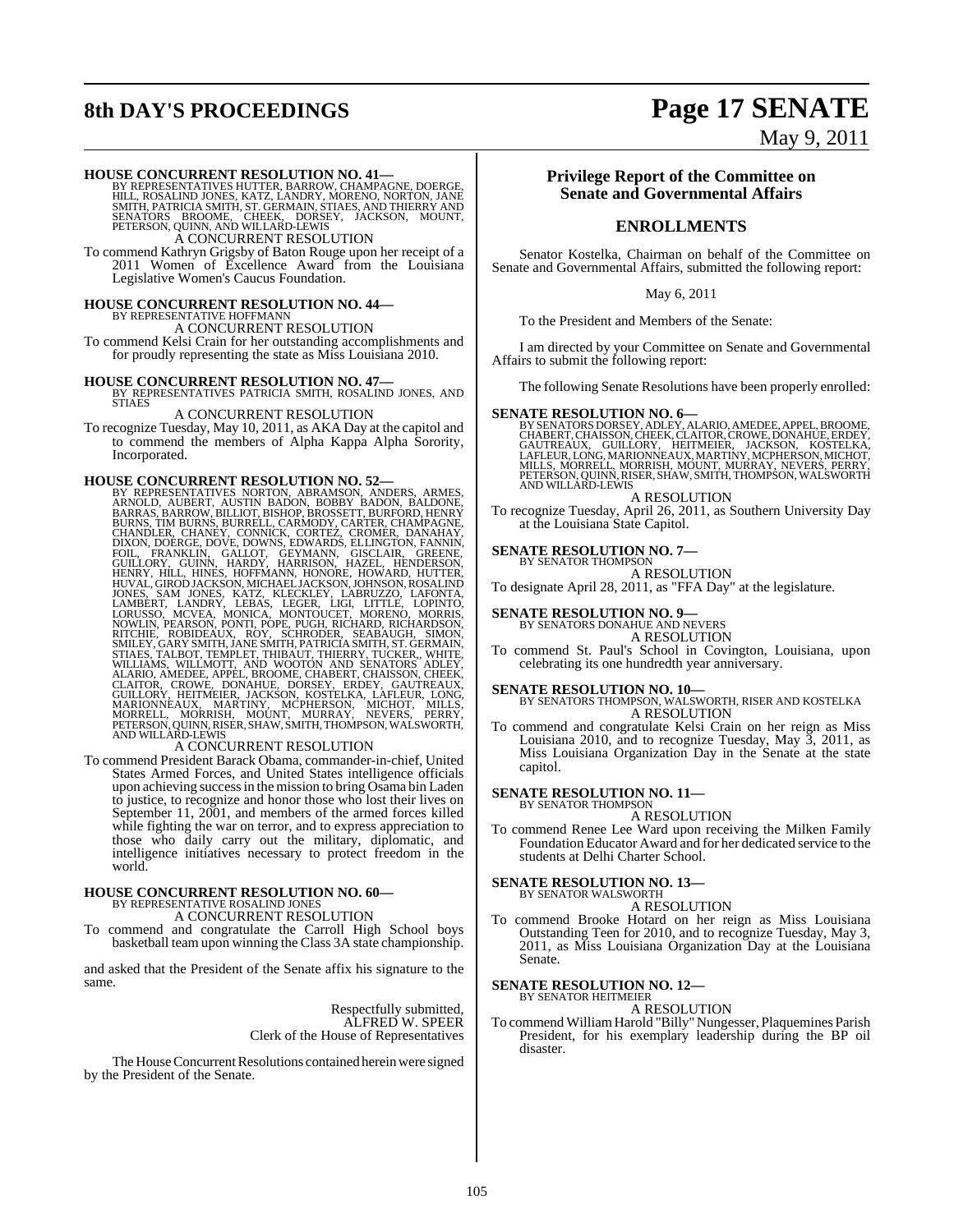**HOUSE CONCURRENT RESOLUTION NO. 41—**
BY REPRESENTATIVES HUTTER, BARROW, CHAMPAGNE, DOERGE, HILL, ROSALIND JONES, KATZ, LANDRY, MORENO, NORTON, JANE SMITH, PATRICIA SMITH, ST. GERMAIN, STIAES, AND THIERRY AND SENATORS BROOME, CHEEK, DORSEY, JACKSON, MOUNT, PETERSON, QUINN, AND WILLARD-LEWIS

A CONCURRENT RESOLUTION

To commend Kathryn Grigsby of Baton Rouge upon her receipt of a 2011 Women of Excellence Award from the Louisiana Legislative Women's Caucus Foundation.

**HOUSE CONCURRENT RESOLUTION NO. 44—**
BY REPRESENTATIVE HOFFMANN

A CONCURRENT RESOLUTION

To commend Kelsi Crain for her outstanding accomplishments and for proudly representing the state as Miss Louisiana 2010.

**HOUSE CONCURRENT RESOLUTION NO. 47—**
BY REPRESENTATIVES PATRICIA SMITH, ROSALIND JONES, AND STIAES

A CONCURRENT RESOLUTION

To recognize Tuesday, May 10, 2011, as AKA Day at the capitol and to commend the members of Alpha Kappa Alpha Sorority, Incorporated.

**HOUSE CONCURRENT RESOLUTION NO. 52—**
BY REPRESENTATIVES NORTON, ABRAMSON, ANDERS, ARMES, ARNOLD, AUBERT, AUSTIN BADON, BOBBY BADON, BALDONE, BARRAS, BARROW, BILLIOT, BISHOP, BROSSETT, BURFORD, HENRY BURNS, TIM BURNS, BURRELL, CARMODY, CARTER, CHAMPAGNE, CHANDLER, CHANEY, CONNICK, CORTEZ, CROMER, DANAHAY, DIXON, DOERGE, DOVE, DOWNS, EDWARDS, ELLINGTON, FANNIN, FOIL, FRANKLIN, GALLOT, GEYMANN, GISCLAIR, GREENE, GUILLORY, GUINN, HARDY, HARRISON, HAZEL, HENDERSON, HENRY, HILL, HINES, HOFFMANN, HONORE, HOWARD, HUTTER, HUVAL, GIROD JACKSON, MICHAEL JACKSON, JOHNSON, ROSALIND JONES, SAM JONES, KATZ, KLECKLEY, LABRUZZO, LAFONTA, LAMBERT, LANDRY, LEBAS, LEGER, LIGI, LITTLE, LOPINTO, LORUSSO, MCVEA, MONICA, MONTOUCET, MORENO, MORRIS, NOWLIN, PEARSON, PONTI, POPE, PUGH, RICHARD, RICHARDSON, RITCHIE, ROBIDEAUX, ROY, SCHRODER, SEABAUGH, SIMON, SMILEY, GARY SMITH, JANE SMITH, PATRICIA SMITH, ST. GERMAIN, STIAES, TALBOT, TEMPLET, THIBAUT, THIERRY, TUCKER,, WHITE, WILLIAMS, WILLMOTT, AND WOOTON AND SENATORS ADLEY, ALARIO, AMEDEE, APPEL, BROOME, CHABERT, CHAISSON, CHEEK, CLAITOR, CROWE, DONAHUE, DORSEY, ERDEY, GAUTREAUX, GUILLORY, HEITMEIER, JACKSON, KOSTELKA, LAFLEUR, LONG, MARIONNEAUX, MARTINY, MCPHERSON, MICHOT, MILLS, MORRELL, MORRISH, MOUNT, MURRAY, NEVERS, PERRY, PETERSON, QUINN, RISER, SHAW, SMITH, THOMPSON, WALSWORTH, AND WILLARD-LEWIS

A CONCURRENT RESOLUTION

To commend President Barack Obama, commander-in-chief, United States Armed Forces, and United States intelligence officials upon achieving success in the mission to bring Osama bin Laden to justice, to recognize and honor those who lost their lives on September 11, 2001, and members of the armed forces killed while fighting the war on terror, and to express appreciation to those who daily carry out the military, diplomatic, and intelligence initiatives necessary to protect freedom in the world.

**HOUSE CONCURRENT RESOLUTION NO. 60—**
BY REPRESENTATIVE ROSALIND JONES

A CONCURRENT RESOLUTION

To commend and congratulate the Carroll High School boys basketball team upon winning the Class 3A state championship.

and asked that the President of the Senate affix his signature to the same.

Respectfully submitted,
ALFRED W. SPEER
Clerk of the House of Representatives

The House Concurrent Resolutions contained herein were signed by the President of the Senate.

## Privilege Report of the Committee on Senate and Governmental Affairs

## ENROLLMENTS

Senator Kostelka, Chairman on behalf of the Committee on Senate and Governmental Affairs, submitted the following report:

May 6, 2011

To the President and Members of the Senate:

I am directed by your Committee on Senate and Governmental Affairs to submit the following report:

The following Senate Resolutions have been properly enrolled:

**SENATE RESOLUTION NO. 6—**
BY SENATORS DORSEY, ADLEY, ALARIO, AMEDEE, APPEL, BROOME, CHABERT, CHAISSON, CHEEK, CLAITOR, CROWE, DONAHUE, ERDEY, GAUTREAUX, GUILLORY, HEITMEIER, JACKSON, KOSTELKA, LAFLEUR, LONG, MARIONNEAUX, MARTINY, MCPHERSON, MICHOT, MILLS, MORRELL, MORRISH, MOUNT, MURRAY, NEVERS, PERRY, PETERSON, QUINN, RISER, SHAW, SMITH, THOMPSON, WALSWORTH AND WILLARD-LEWIS

A RESOLUTION

To recognize Tuesday, April 26, 2011, as Southern University Day at the Louisiana State Capitol.

**SENATE RESOLUTION NO. 7—**
BY SENATOR THOMPSON

A RESOLUTION

To designate April 28, 2011, as "FFA Day" at the legislature.

**SENATE RESOLUTION NO. 9—**
BY SENATORS DONAHUE AND NEVERS

A RESOLUTION

To commend St. Paul's School in Covington, Louisiana, upon celebrating its one hundredth year anniversary.

**SENATE RESOLUTION NO. 10—**
BY SENATORS THOMPSON, WALSWORTH, RISER AND KOSTELKA

A RESOLUTION

To commend and congratulate Kelsi Crain on her reign as Miss Louisiana 2010, and to recognize Tuesday, May 3, 2011, as Miss Louisiana Organization Day in the Senate at the state capitol.

**SENATE RESOLUTION NO. 11—**
BY SENATOR THOMPSON

A RESOLUTION

To commend Renee Lee Ward upon receiving the Milken Family Foundation Educator Award and for her dedicated service to the students at Delhi Charter School.

**SENATE RESOLUTION NO. 13—**
BY SENATOR WALSWORTH

A RESOLUTION

To commend Brooke Hotard on her reign as Miss Louisiana Outstanding Teen for 2010, and to recognize Tuesday, May 3, 2011, as Miss Louisiana Organization Day at the Louisiana Senate.

**SENATE RESOLUTION NO. 12—**
BY SENATOR HEITMEIER

A RESOLUTION

To commend William Harold "Billy" Nungesser, Plaquemines Parish President, for his exemplary leadership during the BP oil disaster.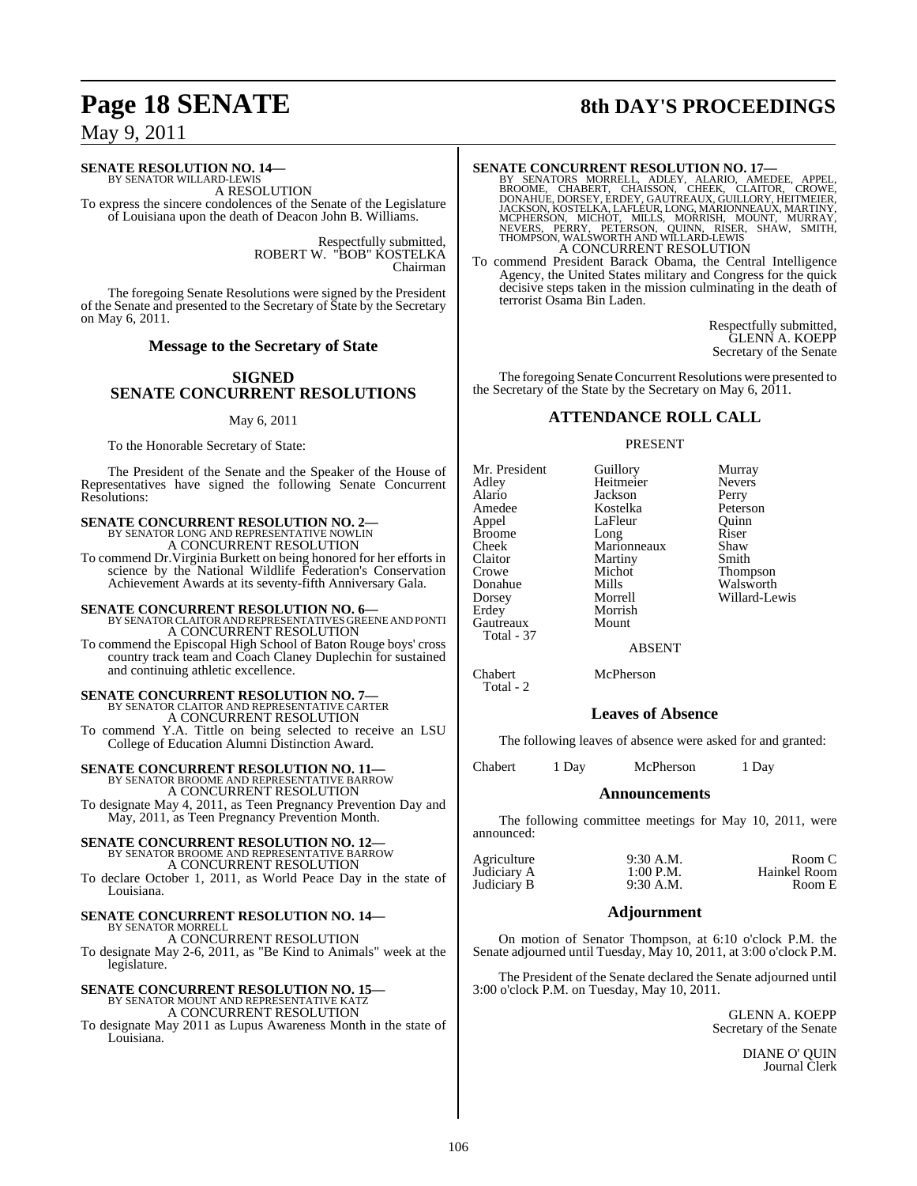**SENATE RESOLUTION NO. 14—**
BY SENATOR WILLARD-LEWIS

A RESOLUTION

To express the sincere condolences of the Senate of the Legislature of Louisiana upon the death of Deacon John B. Williams.

Respectfully submitted,
ROBERT W. "BOB" KOSTELKA
Chairman

The foregoing Senate Resolutions were signed by the President of the Senate and presented to the Secretary of State by the Secretary on May 6, 2011.

## Message to the Secretary of State

## SIGNED SENATE CONCURRENT RESOLUTIONS

May 6, 2011

To the Honorable Secretary of State:

The President of the Senate and the Speaker of the House of Representatives have signed the following Senate Concurrent Resolutions:

**SENATE CONCURRENT RESOLUTION NO. 2—**
BY SENATOR LONG AND REPRESENTATIVE NOWLIN

A CONCURRENT RESOLUTION

To commend Dr.Virginia Burkett on being honored for her efforts in science by the National Wildlife Federation's Conservation Achievement Awards at its seventy-fifth Anniversary Gala.

**SENATE CONCURRENT RESOLUTION NO. 6—**
BY SENATOR CLAITOR AND REPRESENTATIVES GREENE AND PONTI

A CONCURRENT RESOLUTION

To commend the Episcopal High School of Baton Rouge boys' cross country track team and Coach Claney Duplechin for sustained and continuing athletic excellence.

**SENATE CONCURRENT RESOLUTION NO. 7—**
BY SENATOR CLAITOR AND REPRESENTATIVE CARTER

A CONCURRENT RESOLUTION

To commend Y.A. Tittle on being selected to receive an LSU College of Education Alumni Distinction Award.

**SENATE CONCURRENT RESOLUTION NO. 11—**
BY SENATOR BROOME AND REPRESENTATIVE BARROW

A CONCURRENT RESOLUTION

To designate May 4, 2011, as Teen Pregnancy Prevention Day and May, 2011, as Teen Pregnancy Prevention Month.

**SENATE CONCURRENT RESOLUTION NO. 12—**
BY SENATOR BROOME AND REPRESENTATIVE BARROW

A CONCURRENT RESOLUTION

To declare October 1, 2011, as World Peace Day in the state of Louisiana.

**SENATE CONCURRENT RESOLUTION NO. 14—**
BY SENATOR MORRELL

A CONCURRENT RESOLUTION

To designate May 2-6, 2011, as "Be Kind to Animals" week at the legislature.

**SENATE CONCURRENT RESOLUTION NO. 15—**
BY SENATOR MOUNT AND REPRESENTATIVE KATZ

A CONCURRENT RESOLUTION

To designate May 2011 as Lupus Awareness Month in the state of Louisiana.

**SENATE CONCURRENT RESOLUTION NO. 17—**
BY SENATORS MORRELL, ADLEY, ALARIO, AMEDEE, APPEL, BROOME, CHABERT, CHAISSON, CHEEK, CLAITOR, CROWE, DONAHUE, DORSEY, ERDEY, GAUTREAUX, GUILLORY, HEITMEIER, JACKSON, KOSTELKA, LAFLEUR, LONG, MARIONNEAUX, MARTINY, MCPHERSON, MICHOT, MILLS, MORRISH, MOUNT, MURRAY, NEVERS, PERRY, PETERSON, QUINN, RISER, SHAW, SMITH, THOMPSON, WALSWORTH AND WILLARD-LEWIS

A CONCURRENT RESOLUTION

To commend President Barack Obama, the Central Intelligence Agency, the United States military and Congress for the quick decisive steps taken in the mission culminating in the death of terrorist Osama Bin Laden.

Respectfully submitted,
GLENN A. KOEPP
Secretary of the Senate

The foregoing Senate Concurrent Resolutions were presented to the Secretary of the State by the Secretary on May 6, 2011.

## ATTENDANCE ROLL CALL

PRESENT

| | | |
|---|---|---|
| Mr. President | Guillory | Murray |
| Adley | Heitmeier | Nevers |
| Alario | Jackson | Perry |
| Amedee | Kostelka | Peterson |
| Appel | LaFleur | Quinn |
| Broome | Long | Riser |
| Cheek | Marionneaux | Shaw |
| Claitor | Martiny | Smith |
| Crowe | Michot | Thompson |
| Donahue | Mills | Walsworth |
| Dorsey | Morrell | Willard-Lewis |
| Erdey | Morrish | |
| Gautreaux | Mount | |
| Total - 37 | | |

ABSENT

| | |
|---|---|
| Chabert | McPherson |
| Total - 2 | |

## Leaves of Absence

The following leaves of absence were asked for and granted:

| | | | |
|---|---|---|---|
| Chabert | 1 Day | McPherson | 1 Day |

## Announcements

The following committee meetings for May 10, 2011, were announced:

| | | |
|---|---|---|
| Agriculture | 9:30 A.M. | Room C |
| Judiciary A | 1:00 P.M. | Hainkel Room |
| Judiciary B | 9:30 A.M. | Room E |

## Adjournment

On motion of Senator Thompson, at 6:10 o'clock P.M. the Senate adjourned until Tuesday, May 10, 2011, at 3:00 o'clock P.M.

The President of the Senate declared the Senate adjourned until 3:00 o'clock P.M. on Tuesday, May 10, 2011.

GLENN A. KOEPP
Secretary of the Senate

DIANE O' QUIN
Journal Clerk